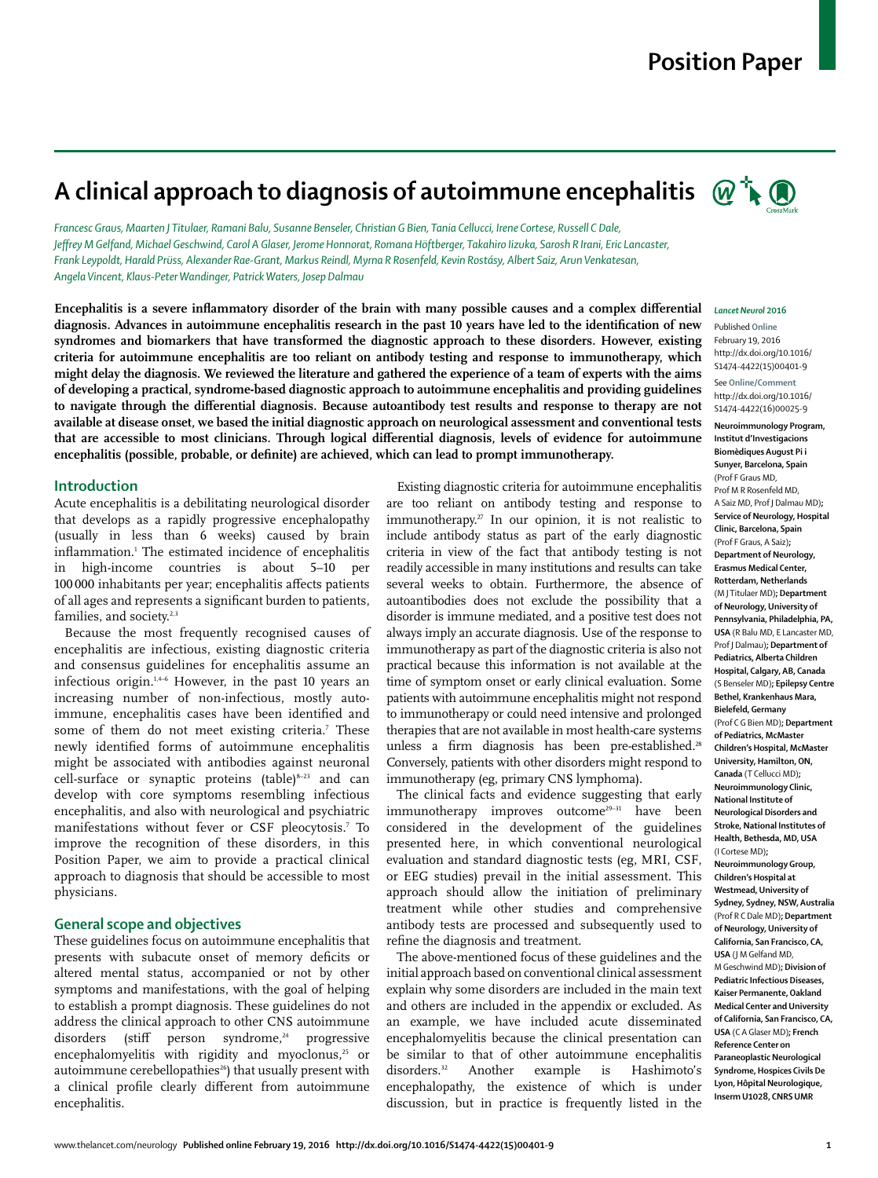# A clinical approach to diagnosis of autoimmune encephalitis

*Francesc Graus, Maarten J Titulaer, Ramani Balu, Susanne Benseler, Christian G Bien, Tania Cellucci, Irene Cortese, Russell C Dale, Jeffrey M Gelfand, Michael Geschwind, Carol A Glaser, Jerome Honnorat, Romana Höftberger, Takahiro Iizuka, Sarosh R Irani, Eric Lancaster, Frank Leypoldt, Harald Prüss, Alexander Rae-Grant, Markus Reindl, Myrna R Rosenfeld, Kevin Rostásy, Albert Saiz, Arun Venkatesan, Angela Vincent, Klaus-Peter Wandinger, Patrick Waters, Josep Dalmau*

**Encephalitis is a severe inflammatory disorder of the brain with many possible causes and a complex differential diagnosis. Advances in autoimmune encephalitis research in the past 10 years have led to the identification of new syndromes and biomarkers that have transformed the diagnostic approach to these disorders. However, existing criteria for autoimmune encephalitis are too reliant on antibody testing and response to immunotherapy, which might delay the diagnosis. We reviewed the literature and gathered the experience of a team of experts with the aims of developing a practical, syndrome-based diagnostic approach to autoimmune encephalitis and providing guidelines to navigate through the differential diagnosis. Because autoantibody test results and response to therapy are not available at disease onset, we based the initial diagnostic approach on neurological assessment and conventional tests that are accessible to most clinicians. Through logical differential diagnosis, levels of evidence for autoimmune encephalitis (possible, probable, or definite) are achieved, which can lead to prompt immunotherapy.**

*Lancet Neurol* 2016

Published Online February 19, 2016 http://dx.doi.org/10.1016/S1474-4422(15)00401-9

See Online/Comment http://dx.doi.org/10.1016/S1474-4422(16)00025-9

**Neuroimmunology Program, Institut d'Investigacions Biomèdiques August Pi i Sunyer, Barcelona, Spain** (Prof F Graus MD, Prof M R Rosenfeld MD, A Saiz MD, Prof J Dalmau MD)**; Service of Neurology, Hospital Clinic, Barcelona, Spain** (Prof F Graus, A Saiz)**; Department of Neurology, Erasmus Medical Center, Rotterdam, Netherlands** (M J Titulaer MD)**; Department of Neurology, University of Pennsylvania, Philadelphia, PA, USA** (R Balu MD, E Lancaster MD, Prof J Dalmau)**; Department of Pediatrics, Alberta Children Hospital, Calgary, AB, Canada** (S Benseler MD)**; Epilepsy Centre Bethel, Krankenhaus Mara, Bielefeld, Germany** (Prof C G Bien MD)**; Department of Pediatrics, McMaster Children's Hospital, McMaster University, Hamilton, ON, Canada** (T Cellucci MD)**; Neuroimmunology Clinic, National Institute of Neurological Disorders and Stroke, National Institutes of Health, Bethesda, MD, USA** (I Cortese MD)**; Neuroimmunology Group, Children's Hospital at Westmead, University of Sydney, Sydney, NSW, Australia** (Prof R C Dale MD)**; Department of Neurology, University of California, San Francisco, CA, USA** (J M Gelfand MD, M Geschwind MD)**; Division of Pediatric Infectious Diseases, Kaiser Permanente, Oakland Medical Center and University of California, San Francisco, CA, USA** (C A Glaser MD)**; French Reference Center on Paraneoplastic Neurological Syndrome, Hospices Civils De Lyon, Hôpital Neurologique, Inserm U1028, CNRS UMR**

## Introduction

Acute encephalitis is a debilitating neurological disorder that develops as a rapidly progressive encephalopathy (usually in less than 6 weeks) caused by brain inflammation.[1] The estimated incidence of encephalitis in high-income countries is about 5–10 per 100 000 inhabitants per year; encephalitis affects patients of all ages and represents a significant burden to patients, families, and society.[2,3]

Because the most frequently recognised causes of encephalitis are infectious, existing diagnostic criteria and consensus guidelines for encephalitis assume an infectious origin.[1,4–6] However, in the past 10 years an increasing number of non-infectious, mostly autoimmune, encephalitis cases have been identified and some of them do not meet existing criteria.[7] These newly identified forms of autoimmune encephalitis might be associated with antibodies against neuronal cell-surface or synaptic proteins (table)[8–23] and can develop with core symptoms resembling infectious encephalitis, and also with neurological and psychiatric manifestations without fever or CSF pleocytosis.[7] To improve the recognition of these disorders, in this Position Paper, we aim to provide a practical clinical approach to diagnosis that should be accessible to most physicians.

## General scope and objectives

These guidelines focus on autoimmune encephalitis that presents with subacute onset of memory deficits or altered mental status, accompanied or not by other symptoms and manifestations, with the goal of helping to establish a prompt diagnosis. These guidelines do not address the clinical approach to other CNS autoimmune disorders (stiff person syndrome,[24] progressive encephalomyelitis with rigidity and myoclonus,[25] or autoimmune cerebellopathies[26]) that usually present with a clinical profile clearly different from autoimmune encephalitis.

Existing diagnostic criteria for autoimmune encephalitis are too reliant on antibody testing and response to immunotherapy.[27] In our opinion, it is not realistic to include antibody status as part of the early diagnostic criteria in view of the fact that antibody testing is not readily accessible in many institutions and results can take several weeks to obtain. Furthermore, the absence of autoantibodies does not exclude the possibility that a disorder is immune mediated, and a positive test does not always imply an accurate diagnosis. Use of the response to immunotherapy as part of the diagnostic criteria is also not practical because this information is not available at the time of symptom onset or early clinical evaluation. Some patients with autoimmune encephalitis might not respond to immunotherapy or could need intensive and prolonged therapies that are not available in most health-care systems unless a firm diagnosis has been pre-established.[28] Conversely, patients with other disorders might respond to immunotherapy (eg, primary CNS lymphoma).

The clinical facts and evidence suggesting that early immunotherapy improves outcome[29–31] have been considered in the development of the guidelines presented here, in which conventional neurological evaluation and standard diagnostic tests (eg, MRI, CSF, or EEG studies) prevail in the initial assessment. This approach should allow the initiation of preliminary treatment while other studies and comprehensive antibody tests are processed and subsequently used to refine the diagnosis and treatment.

The above-mentioned focus of these guidelines and the initial approach based on conventional clinical assessment explain why some disorders are included in the main text and others are included in the appendix or excluded. As an example, we have included acute disseminated encephalomyelitis because the clinical presentation can be similar to that of other autoimmune encephalitis disorders.[32] Another example is Hashimoto's encephalopathy, the existence of which is under discussion, but in practice is frequently listed in the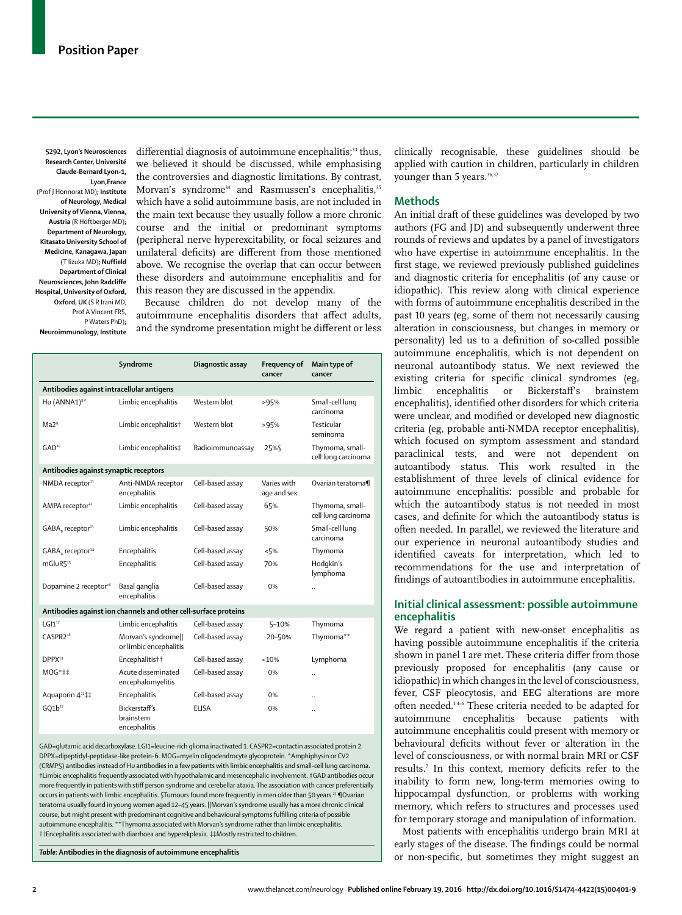5292, Lyon's Neurosciences Research Center, Université Claude-Bernard Lyon-1, Lyon, France (Prof J Honnorat MD); Institute of Neurology, Medical University of Vienna, Vienna, Austria (R Hoftberger MD); Department of Neurology, Kitasato University School of Medicine, Kanagawa, Japan (T Iizuka MD); Nuffield Department of Clinical Neurosciences, John Radcliffe Hospital, University of Oxford, Oxford, UK (S R Irani MD, Prof A Vincent FRS, P Waters PhD); Neuroimmunology, Institute

differential diagnosis of autoimmune encephalitis;[33] thus, we believed it should be discussed, while emphasising the controversies and diagnostic limitations. By contrast, Morvan's syndrome[34] and Rasmussen's encephalitis,[35] which have a solid autoimmune basis, are not included in the main text because they usually follow a more chronic course and the initial or predominant symptoms (peripheral nerve hyperexcitability, or focal seizures and unilateral deficits) are different from those mentioned above. We recognise the overlap that can occur between these disorders and autoimmune encephalitis and for this reason they are discussed in the appendix.

Because children do not develop many of the autoimmune encephalitis disorders that affect adults, and the syndrome presentation might be different or less clinically recognisable, these guidelines should be applied with caution in children, particularly in children younger than 5 years.[36,37]

| | Syndrome | Diagnostic assay | Frequency of cancer | Main type of cancer |
|---|---|---|---|---|
| **Antibodies against intracellular antigens** | | | | |
| Hu (ANNA1)[8]* | Limbic encephalitis | Western blot | >95% | Small-cell lung carcinoma |
| Ma2[9] | Limbic encephalitis† | Western blot | >95% | Testicular seminoma |
| GAD[10] | Limbic encephalitis‡ | Radioimmunoassay | 25%§ | Thymoma, small-cell lung carcinoma |
| **Antibodies against synaptic receptors** | | | | |
| NMDA receptor[11] | Anti-NMDA receptor encephalitis | Cell-based assay | Varies with age and sex | Ovarian teratoma¶ |
| AMPA receptor[12] | Limbic encephalitis | Cell-based assay | 65% | Thymoma, small-cell lung carcinoma |
| $GABA_B$ receptor[13] | Limbic encephalitis | Cell-based assay | 50% | Small-cell lung carcinoma |
| $GABA_A$ receptor[14] | Encephalitis | Cell-based assay | <5% | Thymoma |
| mGluR5[15] | Encephalitis | Cell-based assay | 70% | Hodgkin's lymphoma |
| Dopamine 2 receptor[16] | Basal ganglia encephalitis | Cell-based assay | 0% | .. |
| **Antibodies against ion channels and other cell-surface proteins** | | | | |
| LGI1[17] | Limbic encephalitis | Cell-based assay | 5–10% | Thymoma |
| CASPR2[18] | Morvan's syndrome‖ or limbic encephalitis | Cell-based assay | 20–50% | Thymoma** |
| DPPX[19] | Encephalitis†† | Cell-based assay | <10% | Lymphoma |
| MOG[20]‡‡ | Acute disseminated encephalomyelitis | Cell-based assay | 0% | .. |
| Aquaporin 4[21]‡‡ | Encephalitis | Cell-based assay | 0% | .. |
| GQ1b[22] | Bickerstaff's brainstem encephalitis | ELISA | 0% | .. |

GAD=glutamic acid decarboxylase. LGI1=leucine-rich glioma inactivated 1. CASPR2=contactin associated protein 2. DPPX=dipeptidyl-peptidase-like protein-6. MOG=myelin oligodendrocyte glycoprotein. *Amphiphysin or CV2 (CRMP5) antibodies instead of Hu antibodies in a few patients with limbic encephalitis and small-cell lung carcinoma. †Limbic encephalitis frequently associated with hypothalamic and mesencephalic involvement. ‡GAD antibodies occur more frequently in patients with stiff person syndrome and cerebellar ataxia. The association with cancer preferentially occurs in patients with limbic encephalitis. §Tumours found more frequently in men older than 50 years.[23] ¶Ovarian teratoma usually found in young women aged 12–45 years. ‖Morvan's syndrome usually has a more chronic clinical course, but might present with predominant cognitive and behavioural symptoms fulfilling criteria of possible autoimmune encephalitis. **Thymoma associated with Morvan's syndrome rather than limbic encephalitis. ††Encephalitis associated with diarrhoea and hyperekplexia. ‡‡Mostly restricted to children.

*Table:* **Antibodies in the diagnosis of autoimmune encephalitis**

## Methods

An initial draft of these guidelines was developed by two authors (FG and JD) and subsequently underwent three rounds of reviews and updates by a panel of investigators who have expertise in autoimmune encephalitis. In the first stage, we reviewed previously published guidelines and diagnostic criteria for encephalitis (of any cause or idiopathic). This review along with clinical experience with forms of autoimmune encephalitis described in the past 10 years (eg, some of them not necessarily causing alteration in consciousness, but changes in memory or personality) led us to a definition of so-called possible autoimmune encephalitis, which is not dependent on neuronal autoantibody status. We next reviewed the existing criteria for specific clinical syndromes (eg, limbic encephalitis or Bickerstaff's brainstem encephalitis), identified other disorders for which criteria were unclear, and modified or developed new diagnostic criteria (eg, probable anti-NMDA receptor encephalitis), which focused on symptom assessment and standard paraclinical tests, and were not dependent on autoantibody status. This work resulted in the establishment of three levels of clinical evidence for autoimmune encephalitis: possible and probable for which the autoantibody status is not needed in most cases, and definite for which the autoantibody status is often needed. In parallel, we reviewed the literature and our experience in neuronal autoantibody studies and identified caveats for interpretation, which led to recommendations for the use and interpretation of findings of autoantibodies in autoimmune encephalitis.

## Initial clinical assessment: possible autoimmune encephalitis

We regard a patient with new-onset encephalitis as having possible autoimmune encephalitis if the criteria shown in panel 1 are met. These criteria differ from those previously proposed for encephalitis (any cause or idiopathic) in which changes in the level of consciousness, fever, CSF pleocytosis, and EEG alterations are more often needed.[1,4–6] These criteria needed to be adapted for autoimmune encephalitis because patients with autoimmune encephalitis could present with memory or behavioural deficits without fever or alteration in the level of consciousness, or with normal brain MRI or CSF results.[7] In this context, memory deficits refer to the inability to form new, long-term memories owing to hippocampal dysfunction, or problems with working memory, which refers to structures and processes used for temporary storage and manipulation of information.

Most patients with encephalitis undergo brain MRI at early stages of the disease. The findings could be normal or non-specific, but sometimes they might suggest an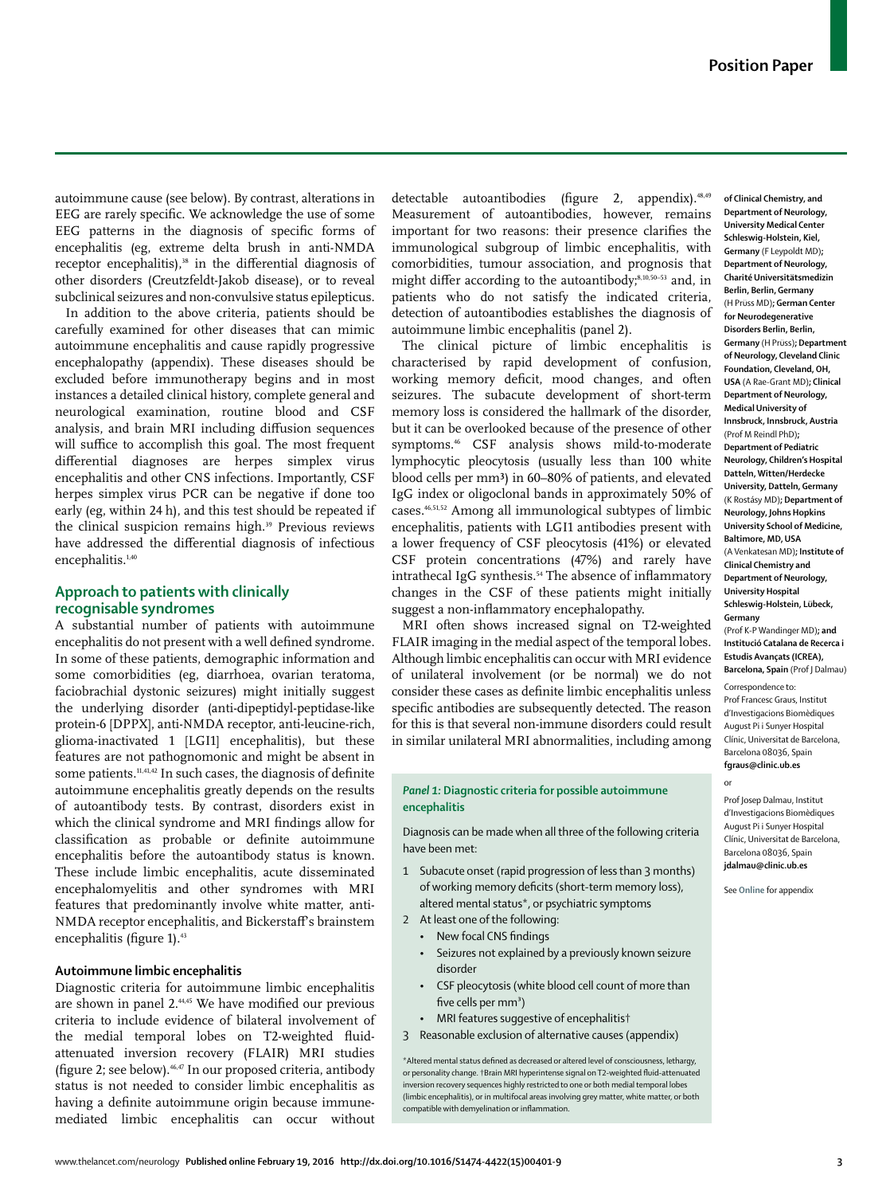autoimmune cause (see below). By contrast, alterations in EEG are rarely specific. We acknowledge the use of some EEG patterns in the diagnosis of specific forms of encephalitis (eg, extreme delta brush in anti-NMDA receptor encephalitis),[38] in the differential diagnosis of other disorders (Creutzfeldt-Jakob disease), or to reveal subclinical seizures and non-convulsive status epilepticus.

In addition to the above criteria, patients should be carefully examined for other diseases that can mimic autoimmune encephalitis and cause rapidly progressive encephalopathy (appendix). These diseases should be excluded before immunotherapy begins and in most instances a detailed clinical history, complete general and neurological examination, routine blood and CSF analysis, and brain MRI including diffusion sequences will suffice to accomplish this goal. The most frequent differential diagnoses are herpes simplex virus encephalitis and other CNS infections. Importantly, CSF herpes simplex virus PCR can be negative if done too early (eg, within 24 h), and this test should be repeated if the clinical suspicion remains high.[39] Previous reviews have addressed the differential diagnosis of infectious encephalitis.[1,40]

## Approach to patients with clinically recognisable syndromes

A substantial number of patients with autoimmune encephalitis do not present with a well defined syndrome. In some of these patients, demographic information and some comorbidities (eg, diarrhoea, ovarian teratoma, faciobrachial dystonic seizures) might initially suggest the underlying disorder (anti-dipeptidyl-peptidase-like protein-6 [DPPX], anti-NMDA receptor, anti-leucine-rich, glioma-inactivated 1 [LGI1] encephalitis), but these features are not pathognomonic and might be absent in some patients.[11,41,42] In such cases, the diagnosis of definite autoimmune encephalitis greatly depends on the results of autoantibody tests. By contrast, disorders exist in which the clinical syndrome and MRI findings allow for classification as probable or definite autoimmune encephalitis before the autoantibody status is known. These include limbic encephalitis, acute disseminated encephalomyelitis and other syndromes with MRI features that predominantly involve white matter, anti-NMDA receptor encephalitis, and Bickerstaff's brainstem encephalitis (figure 1).[43]

### Autoimmune limbic encephalitis

Diagnostic criteria for autoimmune limbic encephalitis are shown in panel 2.[44,45] We have modified our previous criteria to include evidence of bilateral involvement of the medial temporal lobes on T2-weighted fluid-attenuated inversion recovery (FLAIR) MRI studies (figure 2; see below).[46,47] In our proposed criteria, antibody status is not needed to consider limbic encephalitis as having a definite autoimmune origin because immune-mediated limbic encephalitis can occur without detectable autoantibodies (figure 2, appendix).[48,49] Measurement of autoantibodies, however, remains important for two reasons: their presence clarifies the immunological subgroup of limbic encephalitis, with comorbidities, tumour association, and prognosis that might differ according to the autoantibody;[8,10,50–53] and, in patients who do not satisfy the indicated criteria, detection of autoantibodies establishes the diagnosis of autoimmune limbic encephalitis (panel 2).

The clinical picture of limbic encephalitis is characterised by rapid development of confusion, working memory deficit, mood changes, and often seizures. The subacute development of short-term memory loss is considered the hallmark of the disorder, but it can be overlooked because of the presence of other symptoms.[46] CSF analysis shows mild-to-moderate lymphocytic pleocytosis (usually less than 100 white blood cells per mm³) in 60–80% of patients, and elevated IgG index or oligoclonal bands in approximately 50% of cases.[46,51,52] Among all immunological subtypes of limbic encephalitis, patients with LGI1 antibodies present with a lower frequency of CSF pleocytosis (41%) or elevated CSF protein concentrations (47%) and rarely have intrathecal IgG synthesis.[54] The absence of inflammatory changes in the CSF of these patients might initially suggest a non-inflammatory encephalopathy.

MRI often shows increased signal on T2-weighted FLAIR imaging in the medial aspect of the temporal lobes. Although limbic encephalitis can occur with MRI evidence of unilateral involvement (or be normal) we do not consider these cases as definite limbic encephalitis unless specific antibodies are subsequently detected. The reason for this is that several non-immune disorders could result in similar unilateral MRI abnormalities, including among

**Panel 1: Diagnostic criteria for possible autoimmune encephalitis**

Diagnosis can be made when all three of the following criteria have been met:

1. Subacute onset (rapid progression of less than 3 months) of working memory deficits (short-term memory loss), altered mental status*, or psychiatric symptoms
2. At least one of the following:
   - New focal CNS findings
   - Seizures not explained by a previously known seizure disorder
   - CSF pleocytosis (white blood cell count of more than five cells per mm³)
   - MRI features suggestive of encephalitis†
3. Reasonable exclusion of alternative causes (appendix)

*Altered mental status defined as decreased or altered level of consciousness, lethargy, or personality change. †Brain MRI hyperintense signal on T2-weighted fluid-attenuated inversion recovery sequences highly restricted to one or both medial temporal lobes (limbic encephalitis), or in multifocal areas involving grey matter, white matter, or both compatible with demyelination or inflammation.

of Clinical Chemistry, and Department of Neurology, University Medical Center Schleswig-Holstein, Kiel, Germany (F Leypoldt MD); Department of Neurology, Charité Universitätsmedizin Berlin, Berlin, Germany (H Prüss MD); German Center for Neurodegenerative Disorders Berlin, Berlin, Germany (H Prüss); Department of Neurology, Cleveland Clinic Foundation, Cleveland, OH, USA (A Rae-Grant MD); Clinical Department of Neurology, Medical University of Innsbruck, Innsbruck, Austria (Prof M Reindl PhD); Department of Pediatric Neurology, Children's Hospital Datteln, Witten/Herdecke University, Datteln, Germany (K Rostásy MD); Department of Neurology, Johns Hopkins University School of Medicine, Baltimore, MD, USA (A Venkatesan MD); Institute of Clinical Chemistry and Department of Neurology, University Hospital Schleswig-Holstein, Lübeck, Germany (Prof K-P Wandinger MD); and Institució Catalana de Recerca i Estudis Avançats (ICREA), Barcelona, Spain (Prof J Dalmau)

Correspondence to: Prof Francesc Graus, Institut d'Investigacions Biomèdiques August Pi i Sunyer Hospital Clínic, Universitat de Barcelona, Barcelona 08036, Spain fgraus@clinic.ub.es

or

Prof Josep Dalmau, Institut d'Investigacions Biomèdiques August Pi i Sunyer Hospital Clínic, Universitat de Barcelona, Barcelona 08036, Spain jdalmau@clinic.ub.es

See Online for appendix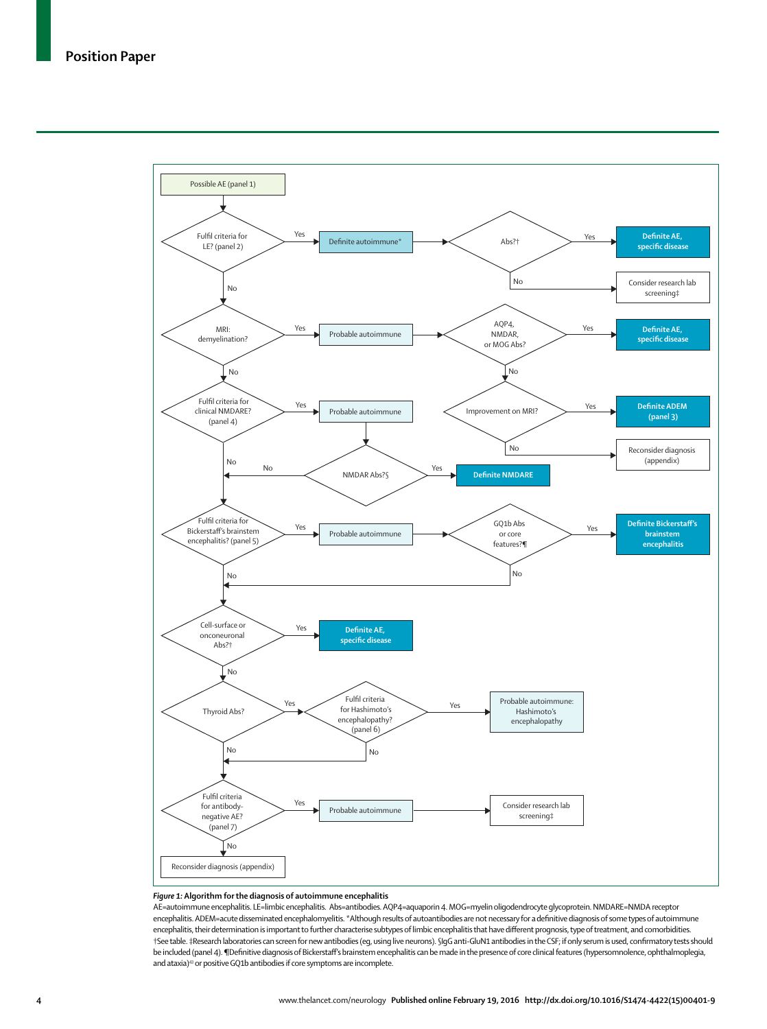Possible AE (panel 1)

Fulfil criteria for LE? (panel 2) — Yes → Definite autoimmune* → Abs?† — Yes → **Definite AE, specific disease**; No → Consider research lab screening‡

No ↓

MRI: demyelination? — Yes → Probable autoimmune → AQP4, NMDAR, or MOG Abs? — Yes → **Definite AE, specific disease**; No → Improvement on MRI? — Yes → **Definite ADEM (panel 3)**; No → Reconsider diagnosis (appendix)

No ↓

Fulfil criteria for clinical NMDARE? (panel 4) — Yes → Probable autoimmune → NMDAR Abs?§ — Yes → **Definite NMDARE**; No → (continue)

No ↓

Fulfil criteria for Bickerstaff's brainstem encephalitis? (panel 5) — Yes → Probable autoimmune → GQ1b Abs or core features?¶ — Yes → **Definite Bickerstaff's brainstem encephalitis**; No → (continue)

No ↓

Cell-surface or onconeuronal Abs?† — Yes → **Definite AE, specific disease**

No ↓

Thyroid Abs? — Yes → Fulfil criteria for Hashimoto's encephalopathy? (panel 6) — Yes → Probable autoimmune: Hashimoto's encephalopathy; No → (continue)

No ↓

Fulfil criteria for antibody-negative AE? (panel 7) — Yes → Probable autoimmune → Consider research lab screening‡

No ↓

Reconsider diagnosis (appendix)

***Figure 1:*** **Algorithm for the diagnosis of autoimmune encephalitis**

AE=autoimmune encephalitis. LE=limbic encephalitis. Abs=antibodies. AQP4=aquaporin 4. MOG=myelin oligodendrocyte glycoprotein. NMDARE=NMDA receptor encephalitis. ADEM=acute disseminated encephalomyelitis. *Although results of autoantibodies are not necessary for a definitive diagnosis of some types of autoimmune encephalitis, their determination is important to further characterise subtypes of limbic encephalitis that have different prognosis, type of treatment, and comorbidities. †See table. ‡Research laboratories can screen for new antibodies (eg, using live neurons). §IgG anti-GluN1 antibodies in the CSF; if only serum is used, confirmatory tests should be included (panel 4). ¶Definitive diagnosis of Bickerstaff's brainstem encephalitis can be made in the presence of core clinical features (hypersomnolence, ophthalmoplegia, and ataxia)[43] or positive GQ1b antibodies if core symptoms are incomplete.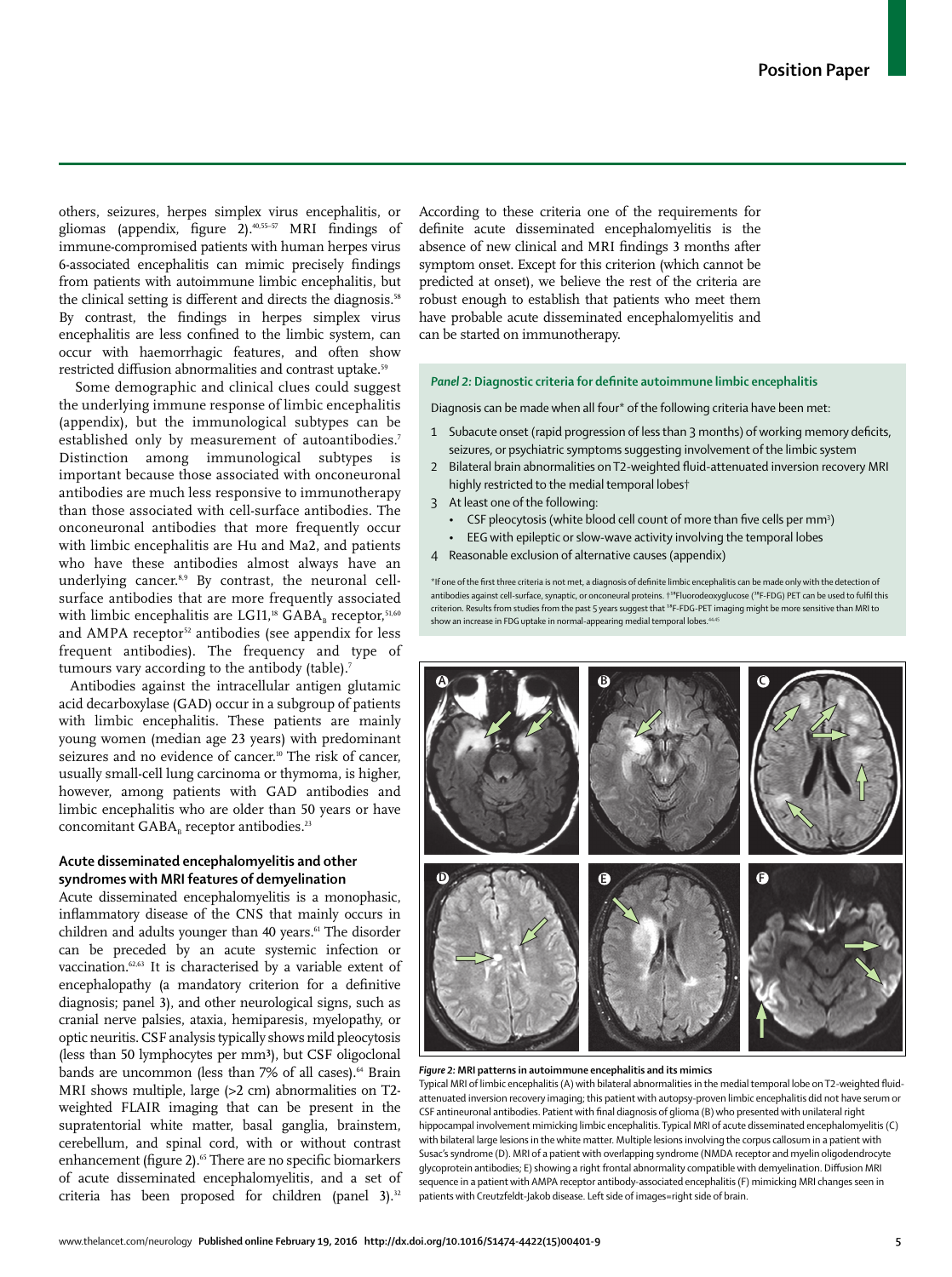others, seizures, herpes simplex virus encephalitis, or gliomas (appendix, figure 2).[40,55–57] MRI findings of immune-compromised patients with human herpes virus 6-associated encephalitis can mimic precisely findings from patients with autoimmune limbic encephalitis, but the clinical setting is different and directs the diagnosis.[58] By contrast, the findings in herpes simplex virus encephalitis are less confined to the limbic system, can occur with haemorrhagic features, and often show restricted diffusion abnormalities and contrast uptake.[59]

Some demographic and clinical clues could suggest the underlying immune response of limbic encephalitis (appendix), but the immunological subtypes can be established only by measurement of autoantibodies.[7] Distinction among immunological subtypes is important because those associated with onconeuronal antibodies are much less responsive to immunotherapy than those associated with cell-surface antibodies. The onconeuronal antibodies that more frequently occur with limbic encephalitis are Hu and Ma2, and patients who have these antibodies almost always have an underlying cancer.[8,9] By contrast, the neuronal cell-surface antibodies that are more frequently associated with limbic encephalitis are LGI1,[18] $GABA_B$ receptor,[51,60] and AMPA receptor[52] antibodies (see appendix for less frequent antibodies). The frequency and type of tumours vary according to the antibody (table).[7]

Antibodies against the intracellular antigen glutamic acid decarboxylase (GAD) occur in a subgroup of patients with limbic encephalitis. These patients are mainly young women (median age 23 years) with predominant seizures and no evidence of cancer.[10] The risk of cancer, usually small-cell lung carcinoma or thymoma, is higher, however, among patients with GAD antibodies and limbic encephalitis who are older than 50 years or have concomitant $GABA_B$ receptor antibodies.[23]

### Acute disseminated encephalomyelitis and other syndromes with MRI features of demyelination

Acute disseminated encephalomyelitis is a monophasic, inflammatory disease of the CNS that mainly occurs in children and adults younger than 40 years.[61] The disorder can be preceded by an acute systemic infection or vaccination.[62,63] It is characterised by a variable extent of encephalopathy (a mandatory criterion for a definitive diagnosis; panel 3), and other neurological signs, such as cranial nerve palsies, ataxia, hemiparesis, myelopathy, or optic neuritis. CSF analysis typically shows mild pleocytosis (less than 50 lymphocytes per mm³), but CSF oligoclonal bands are uncommon (less than 7% of all cases).[64] Brain MRI shows multiple, large (>2 cm) abnormalities on T2-weighted FLAIR imaging that can be present in the supratentorial white matter, basal ganglia, brainstem, cerebellum, and spinal cord, with or without contrast enhancement (figure 2).[65] There are no specific biomarkers of acute disseminated encephalomyelitis, and a set of criteria has been proposed for children (panel 3).[32] According to these criteria one of the requirements for definite acute disseminated encephalomyelitis is the absence of new clinical and MRI findings 3 months after symptom onset. Except for this criterion (which cannot be predicted at onset), we believe the rest of the criteria are robust enough to establish that patients who meet them have probable acute disseminated encephalomyelitis and can be started on immunotherapy.

**Panel 2: Diagnostic criteria for definite autoimmune limbic encephalitis**

Diagnosis can be made when all four* of the following criteria have been met:

1. Subacute onset (rapid progression of less than 3 months) of working memory deficits, seizures, or psychiatric symptoms suggesting involvement of the limbic system
2. Bilateral brain abnormalities on T2-weighted fluid-attenuated inversion recovery MRI highly restricted to the medial temporal lobes†
3. At least one of the following:
   - CSF pleocytosis (white blood cell count of more than five cells per mm³)
   - EEG with epileptic or slow-wave activity involving the temporal lobes
4. Reasonable exclusion of alternative causes (appendix)

*If one of the first three criteria is not met, a diagnosis of definite limbic encephalitis can be made only with the detection of antibodies against cell-surface, synaptic, or onconeural proteins. †[18]Fluorodeoxyglucose ([18]F-FDG) PET can be used to fulfil this criterion. Results from studies from the past 5 years suggest that [18]F-FDG-PET imaging might be more sensitive than MRI to show an increase in FDG uptake in normal-appearing medial temporal lobes.[44,45]

*Figure 2:* **MRI patterns in autoimmune encephalitis and its mimics**

Typical MRI of limbic encephalitis (A) with bilateral abnormalities in the medial temporal lobe on T2-weighted fluid-attenuated inversion recovery imaging; this patient with autopsy-proven limbic encephalitis did not have serum or CSF antineuronal antibodies. Patient with final diagnosis of glioma (B) who presented with unilateral right hippocampal involvement mimicking limbic encephalitis. Typical MRI of acute disseminated encephalomyelitis (C) with bilateral large lesions in the white matter. Multiple lesions involving the corpus callosum in a patient with Susac's syndrome (D). MRI of a patient with overlapping syndrome (NMDA receptor and myelin oligodendrocyte glycoprotein antibodies; E) showing a right frontal abnormality compatible with demyelination. Diffusion MRI sequence in a patient with AMPA receptor antibody-associated encephalitis (F) mimicking MRI changes seen in patients with Creutzfeldt-Jakob disease. Left side of images=right side of brain.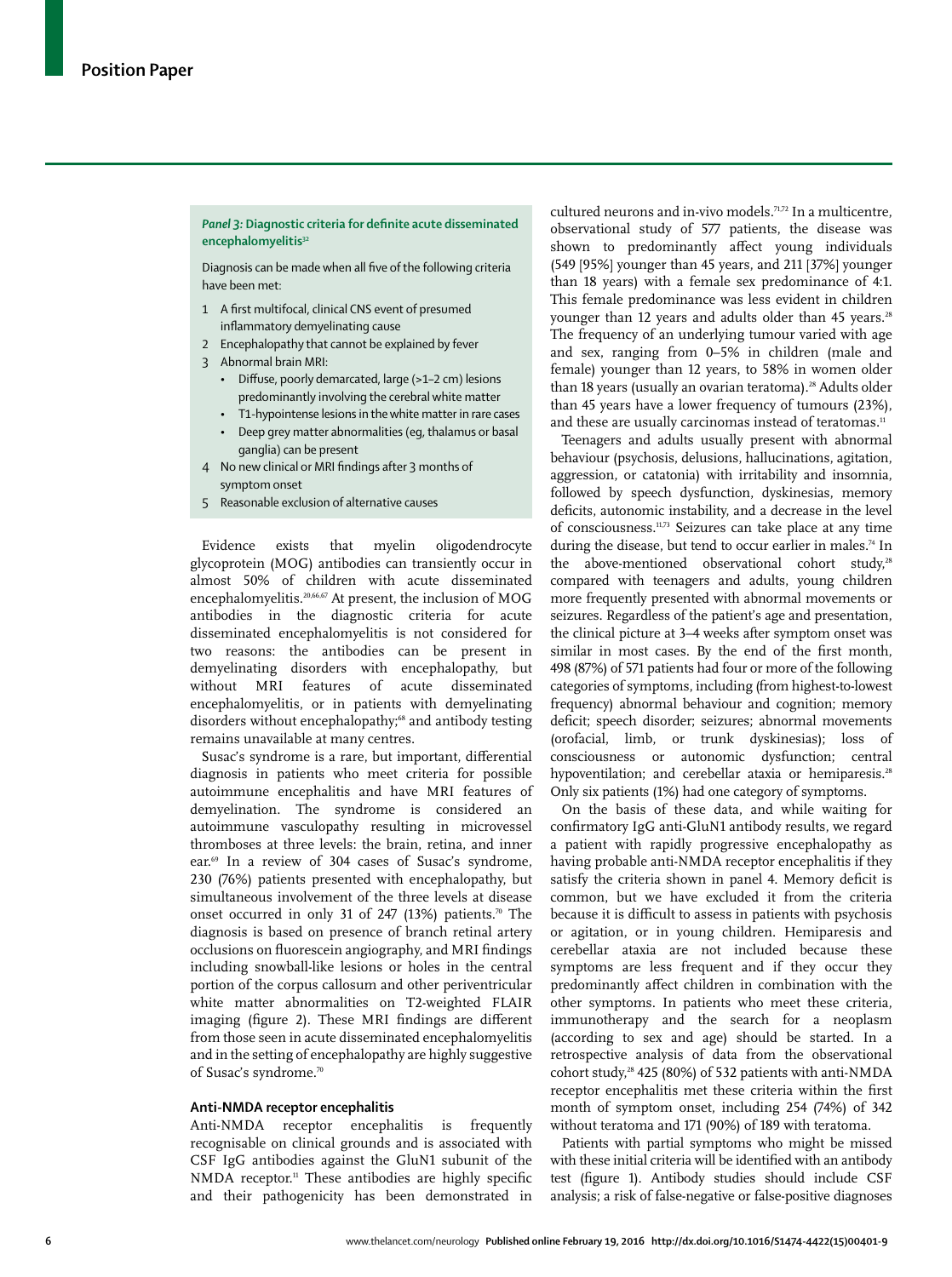*Panel 3:* **Diagnostic criteria for definite acute disseminated encephalomyelitis**[32]

Diagnosis can be made when all five of the following criteria have been met:

1. A first multifocal, clinical CNS event of presumed inflammatory demyelinating cause
2. Encephalopathy that cannot be explained by fever
3. Abnormal brain MRI:
   - Diffuse, poorly demarcated, large (>1–2 cm) lesions predominantly involving the cerebral white matter
   - T1-hypointense lesions in the white matter in rare cases
   - Deep grey matter abnormalities (eg, thalamus or basal ganglia) can be present
4. No new clinical or MRI findings after 3 months of symptom onset
5. Reasonable exclusion of alternative causes

Evidence exists that myelin oligodendrocyte glycoprotein (MOG) antibodies can transiently occur in almost 50% of children with acute disseminated encephalomyelitis.[20,66,67] At present, the inclusion of MOG antibodies in the diagnostic criteria for acute disseminated encephalomyelitis is not considered for two reasons: the antibodies can be present in demyelinating disorders with encephalopathy, but without MRI features of acute disseminated encephalomyelitis, or in patients with demyelinating disorders without encephalopathy;[68] and antibody testing remains unavailable at many centres.

Susac's syndrome is a rare, but important, differential diagnosis in patients who meet criteria for possible autoimmune encephalitis and have MRI features of demyelination. The syndrome is considered an autoimmune vasculopathy resulting in microvessel thromboses at three levels: the brain, retina, and inner ear.[69] In a review of 304 cases of Susac's syndrome, 230 (76%) patients presented with encephalopathy, but simultaneous involvement of the three levels at disease onset occurred in only 31 of 247 (13%) patients.[70] The diagnosis is based on presence of branch retinal artery occlusions on fluorescein angiography, and MRI findings including snowball-like lesions or holes in the central portion of the corpus callosum and other periventricular white matter abnormalities on T2-weighted FLAIR imaging (figure 2). These MRI findings are different from those seen in acute disseminated encephalomyelitis and in the setting of encephalopathy are highly suggestive of Susac's syndrome.[70]

## Anti-NMDA receptor encephalitis

Anti-NMDA receptor encephalitis is frequently recognisable on clinical grounds and is associated with CSF IgG antibodies against the GluN1 subunit of the NMDA receptor.[11] These antibodies are highly specific and their pathogenicity has been demonstrated in cultured neurons and in-vivo models.[71,72] In a multicentre, observational study of 577 patients, the disease was shown to predominantly affect young individuals (549 [95%] younger than 45 years, and 211 [37%] younger than 18 years) with a female sex predominance of 4:1. This female predominance was less evident in children younger than 12 years and adults older than 45 years.[28] The frequency of an underlying tumour varied with age and sex, ranging from 0–5% in children (male and female) younger than 12 years, to 58% in women older than 18 years (usually an ovarian teratoma).[28] Adults older than 45 years have a lower frequency of tumours (23%), and these are usually carcinomas instead of teratomas.[11]

Teenagers and adults usually present with abnormal behaviour (psychosis, delusions, hallucinations, agitation, aggression, or catatonia) with irritability and insomnia, followed by speech dysfunction, dyskinesias, memory deficits, autonomic instability, and a decrease in the level of consciousness.[11,73] Seizures can take place at any time during the disease, but tend to occur earlier in males.[74] In the above-mentioned observational cohort study,[28] compared with teenagers and adults, young children more frequently presented with abnormal movements or seizures. Regardless of the patient's age and presentation, the clinical picture at 3–4 weeks after symptom onset was similar in most cases. By the end of the first month, 498 (87%) of 571 patients had four or more of the following categories of symptoms, including (from highest-to-lowest frequency) abnormal behaviour and cognition; memory deficit; speech disorder; seizures; abnormal movements (orofacial, limb, or trunk dyskinesias); loss of consciousness or autonomic dysfunction; central hypoventilation; and cerebellar ataxia or hemiparesis.[28] Only six patients (1%) had one category of symptoms.

On the basis of these data, and while waiting for confirmatory IgG anti-GluN1 antibody results, we regard a patient with rapidly progressive encephalopathy as having probable anti-NMDA receptor encephalitis if they satisfy the criteria shown in panel 4. Memory deficit is common, but we have excluded it from the criteria because it is difficult to assess in patients with psychosis or agitation, or in young children. Hemiparesis and cerebellar ataxia are not included because these symptoms are less frequent and if they occur they predominantly affect children in combination with the other symptoms. In patients who meet these criteria, immunotherapy and the search for a neoplasm (according to sex and age) should be started. In a retrospective analysis of data from the observational cohort study,[28] 425 (80%) of 532 patients with anti-NMDA receptor encephalitis met these criteria within the first month of symptom onset, including 254 (74%) of 342 without teratoma and 171 (90%) of 189 with teratoma.

Patients with partial symptoms who might be missed with these initial criteria will be identified with an antibody test (figure 1). Antibody studies should include CSF analysis; a risk of false-negative or false-positive diagnoses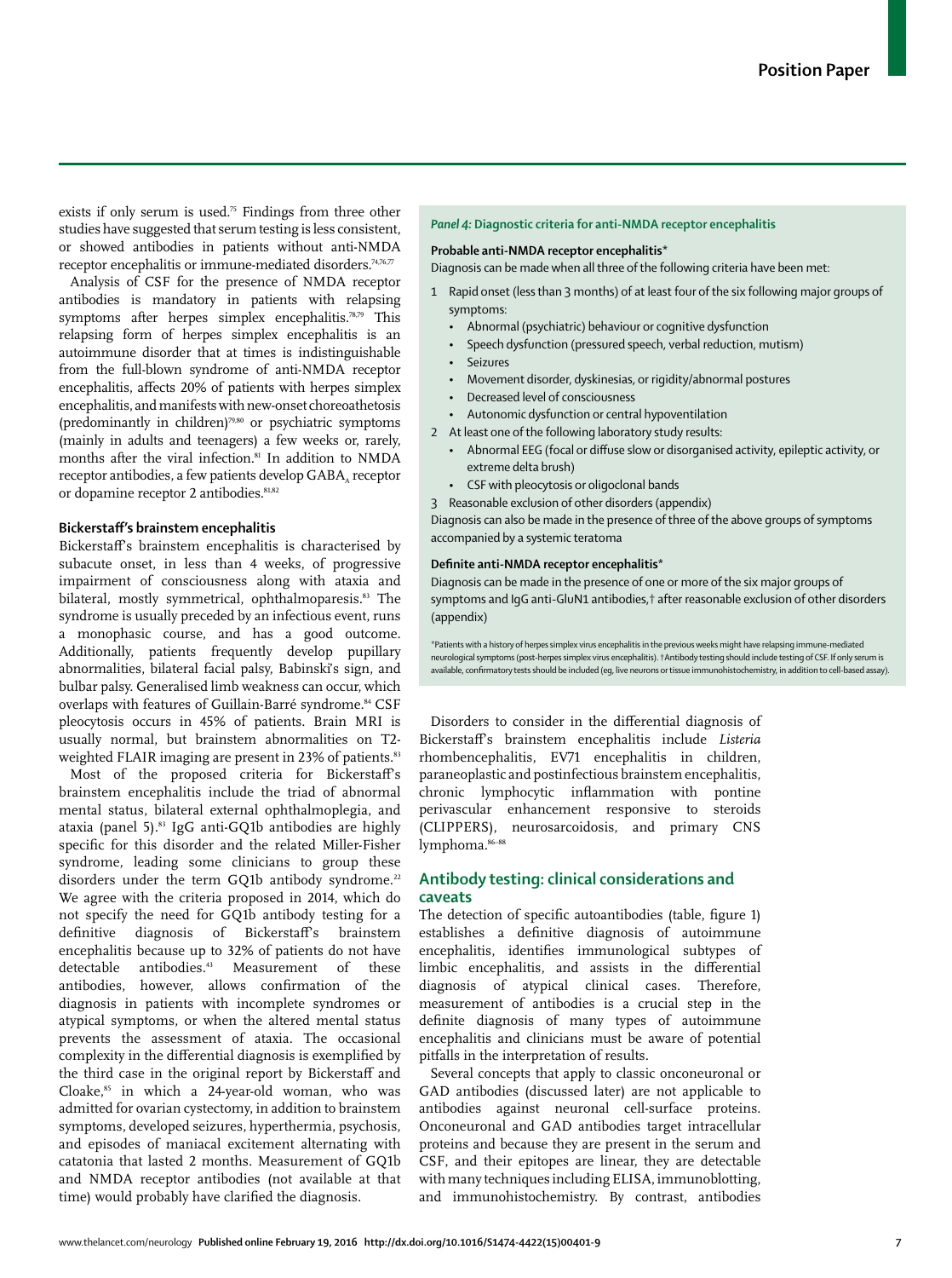exists if only serum is used.[75] Findings from three other studies have suggested that serum testing is less consistent, or showed antibodies in patients without anti-NMDA receptor encephalitis or immune-mediated disorders.[74,76,77]

Analysis of CSF for the presence of NMDA receptor antibodies is mandatory in patients with relapsing symptoms after herpes simplex encephalitis.[78,79] This relapsing form of herpes simplex encephalitis is an autoimmune disorder that at times is indistinguishable from the full-blown syndrome of anti-NMDA receptor encephalitis, affects 20% of patients with herpes simplex encephalitis, and manifests with new-onset choreoathetosis (predominantly in children)[79,80] or psychiatric symptoms (mainly in adults and teenagers) a few weeks or, rarely, months after the viral infection.[81] In addition to NMDA receptor antibodies, a few patients develop $GABA_A$ receptor or dopamine receptor 2 antibodies.[81,82]

### Bickerstaff's brainstem encephalitis

Bickerstaff's brainstem encephalitis is characterised by subacute onset, in less than 4 weeks, of progressive impairment of consciousness along with ataxia and bilateral, mostly symmetrical, ophthalmoparesis.[83] The syndrome is usually preceded by an infectious event, runs a monophasic course, and has a good outcome. Additionally, patients frequently develop pupillary abnormalities, bilateral facial palsy, Babinski's sign, and bulbar palsy. Generalised limb weakness can occur, which overlaps with features of Guillain-Barré syndrome.[84] CSF pleocytosis occurs in 45% of patients. Brain MRI is usually normal, but brainstem abnormalities on T2-weighted FLAIR imaging are present in 23% of patients.[83]

Most of the proposed criteria for Bickerstaff's brainstem encephalitis include the triad of abnormal mental status, bilateral external ophthalmoplegia, and ataxia (panel 5).[83] IgG anti-GQ1b antibodies are highly specific for this disorder and the related Miller-Fisher syndrome, leading some clinicians to group these disorders under the term GQ1b antibody syndrome.[22] We agree with the criteria proposed in 2014, which do not specify the need for GQ1b antibody testing for a definitive diagnosis of Bickerstaff's brainstem encephalitis because up to 32% of patients do not have detectable antibodies.[43] Measurement of these antibodies, however, allows confirmation of the diagnosis in patients with incomplete syndromes or atypical symptoms, or when the altered mental status prevents the assessment of ataxia. The occasional complexity in the differential diagnosis is exemplified by the third case in the original report by Bickerstaff and Cloake,[85] in which a 24-year-old woman, who was admitted for ovarian cystectomy, in addition to brainstem symptoms, developed seizures, hyperthermia, psychosis, and episodes of maniacal excitement alternating with catatonia that lasted 2 months. Measurement of GQ1b and NMDA receptor antibodies (not available at that time) would probably have clarified the diagnosis.

> ***Panel 4:* Diagnostic criteria for anti-NMDA receptor encephalitis**
>
> **Probable anti-NMDA receptor encephalitis***
>
> Diagnosis can be made when all three of the following criteria have been met:
>
> 1. Rapid onset (less than 3 months) of at least four of the six following major groups of symptoms:
>    - Abnormal (psychiatric) behaviour or cognitive dysfunction
>    - Speech dysfunction (pressured speech, verbal reduction, mutism)
>    - Seizures
>    - Movement disorder, dyskinesias, or rigidity/abnormal postures
>    - Decreased level of consciousness
>    - Autonomic dysfunction or central hypoventilation
> 2. At least one of the following laboratory study results:
>    - Abnormal EEG (focal or diffuse slow or disorganised activity, epileptic activity, or extreme delta brush)
>    - CSF with pleocytosis or oligoclonal bands
> 3. Reasonable exclusion of other disorders (appendix)
>
> Diagnosis can also be made in the presence of three of the above groups of symptoms accompanied by a systemic teratoma
>
> **Definite anti-NMDA receptor encephalitis***
>
> Diagnosis can be made in the presence of one or more of the six major groups of symptoms and IgG anti-GluN1 antibodies,† after reasonable exclusion of other disorders (appendix)
>
> *Patients with a history of herpes simplex virus encephalitis in the previous weeks might have relapsing immune-mediated neurological symptoms (post-herpes simplex virus encephalitis). †Antibody testing should include testing of CSF. If only serum is available, confirmatory tests should be included (eg, live neurons or tissue immunohistochemistry, in addition to cell-based assay).

Disorders to consider in the differential diagnosis of Bickerstaff's brainstem encephalitis include *Listeria* rhombencephalitis, EV71 encephalitis in children, paraneoplastic and postinfectious brainstem encephalitis, chronic lymphocytic inflammation with pontine perivascular enhancement responsive to steroids (CLIPPERS), neurosarcoidosis, and primary CNS lymphoma.[86–88]

## Antibody testing: clinical considerations and caveats

The detection of specific autoantibodies (table, figure 1) establishes a definitive diagnosis of autoimmune encephalitis, identifies immunological subtypes of limbic encephalitis, and assists in the differential diagnosis of atypical clinical cases. Therefore, measurement of antibodies is a crucial step in the definite diagnosis of many types of autoimmune encephalitis and clinicians must be aware of potential pitfalls in the interpretation of results.

Several concepts that apply to classic onconeuronal or GAD antibodies (discussed later) are not applicable to antibodies against neuronal cell-surface proteins. Onconeuronal and GAD antibodies target intracellular proteins and because they are present in the serum and CSF, and their epitopes are linear, they are detectable with many techniques including ELISA, immunoblotting, and immunohistochemistry. By contrast, antibodies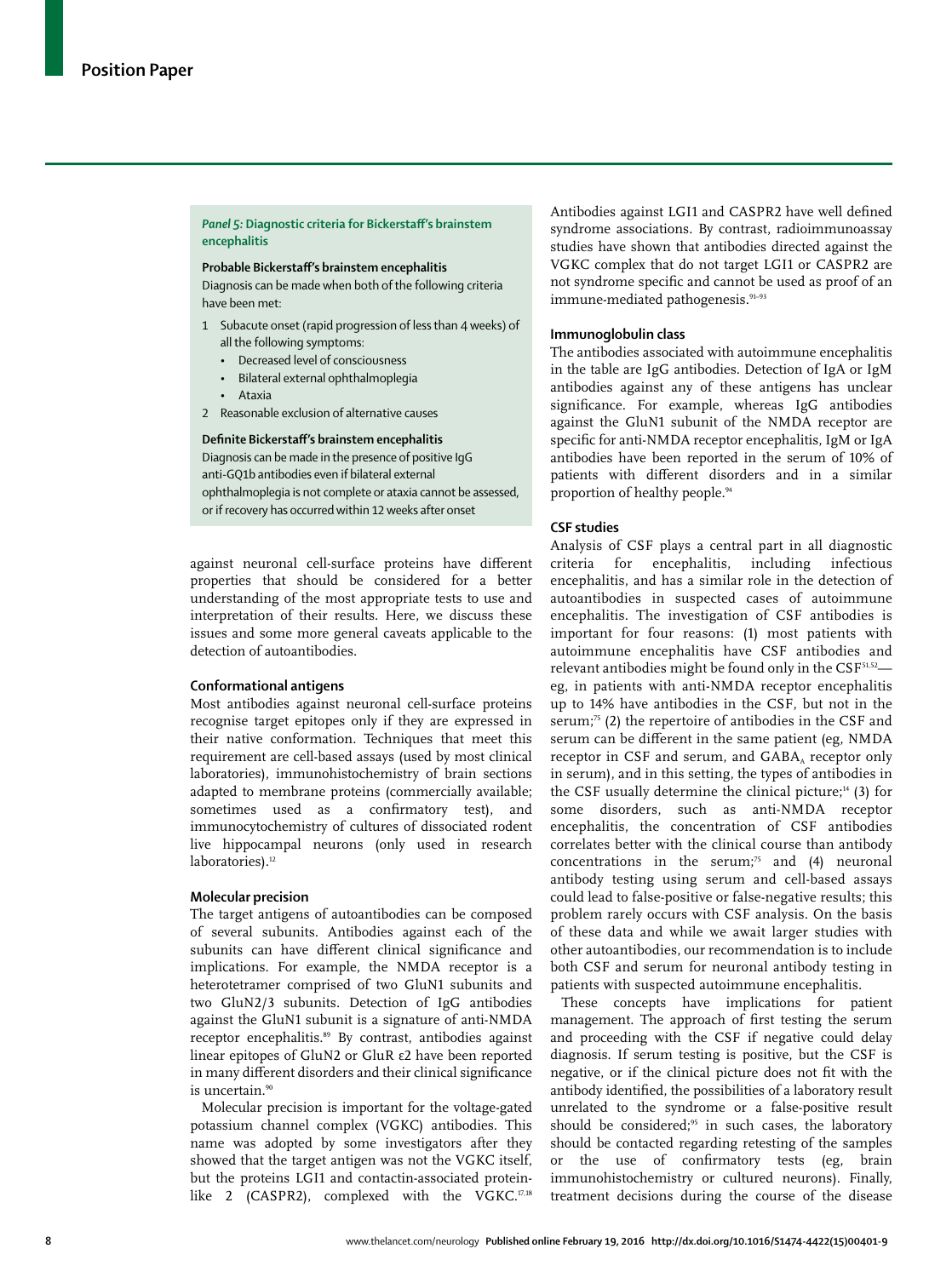> ***Panel 5:* Diagnostic criteria for Bickerstaff's brainstem encephalitis**
>
> **Probable Bickerstaff's brainstem encephalitis**
>
> Diagnosis can be made when both of the following criteria have been met:
>
> 1. Subacute onset (rapid progression of less than 4 weeks) of all the following symptoms:
>    - Decreased level of consciousness
>    - Bilateral external ophthalmoplegia
>    - Ataxia
> 2. Reasonable exclusion of alternative causes
>
> **Definite Bickerstaff's brainstem encephalitis**
>
> Diagnosis can be made in the presence of positive IgG anti-GQ1b antibodies even if bilateral external ophthalmoplegia is not complete or ataxia cannot be assessed, or if recovery has occurred within 12 weeks after onset

against neuronal cell-surface proteins have different properties that should be considered for a better understanding of the most appropriate tests to use and interpretation of their results. Here, we discuss these issues and some more general caveats applicable to the detection of autoantibodies.

### Conformational antigens

Most antibodies against neuronal cell-surface proteins recognise target epitopes only if they are expressed in their native conformation. Techniques that meet this requirement are cell-based assays (used by most clinical laboratories), immunohistochemistry of brain sections adapted to membrane proteins (commercially available; sometimes used as a confirmatory test), and immunocytochemistry of cultures of dissociated rodent live hippocampal neurons (only used in research laboratories).[12]

### Molecular precision

The target antigens of autoantibodies can be composed of several subunits. Antibodies against each of the subunits can have different clinical significance and implications. For example, the NMDA receptor is a heterotetramer comprised of two GluN1 subunits and two GluN2/3 subunits. Detection of IgG antibodies against the GluN1 subunit is a signature of anti-NMDA receptor encephalitis.[89] By contrast, antibodies against linear epitopes of GluN2 or GluR ε2 have been reported in many different disorders and their clinical significance is uncertain.[90]

Molecular precision is important for the voltage-gated potassium channel complex (VGKC) antibodies. This name was adopted by some investigators after they showed that the target antigen was not the VGKC itself, but the proteins LGI1 and contactin-associated protein-like 2 (CASPR2), complexed with the VGKC.[17,18] Antibodies against LGI1 and CASPR2 have well defined syndrome associations. By contrast, radioimmunoassay studies have shown that antibodies directed against the VGKC complex that do not target LGI1 or CASPR2 are not syndrome specific and cannot be used as proof of an immune-mediated pathogenesis.[91–93]

### Immunoglobulin class

The antibodies associated with autoimmune encephalitis in the table are IgG antibodies. Detection of IgA or IgM antibodies against any of these antigens has unclear significance. For example, whereas IgG antibodies against the GluN1 subunit of the NMDA receptor are specific for anti-NMDA receptor encephalitis, IgM or IgA antibodies have been reported in the serum of 10% of patients with different disorders and in a similar proportion of healthy people.[94]

### CSF studies

Analysis of CSF plays a central part in all diagnostic criteria for encephalitis, including infectious encephalitis, and has a similar role in the detection of autoantibodies in suspected cases of autoimmune encephalitis. The investigation of CSF antibodies is important for four reasons: (1) most patients with autoimmune encephalitis have CSF antibodies and relevant antibodies might be found only in the CSF[51,52]—eg, in patients with anti-NMDA receptor encephalitis up to 14% have antibodies in the CSF, but not in the serum;[75] (2) the repertoire of antibodies in the CSF and serum can be different in the same patient (eg, NMDA receptor in CSF and serum, and $GABA_A$ receptor only in serum), and in this setting, the types of antibodies in the CSF usually determine the clinical picture;[14] (3) for some disorders, such as anti-NMDA receptor encephalitis, the concentration of CSF antibodies correlates better with the clinical course than antibody concentrations in the serum;[75] and (4) neuronal antibody testing using serum and cell-based assays could lead to false-positive or false-negative results; this problem rarely occurs with CSF analysis. On the basis of these data and while we await larger studies with other autoantibodies, our recommendation is to include both CSF and serum for neuronal antibody testing in patients with suspected autoimmune encephalitis.

These concepts have implications for patient management. The approach of first testing the serum and proceeding with the CSF if negative could delay diagnosis. If serum testing is positive, but the CSF is negative, or if the clinical picture does not fit with the antibody identified, the possibilities of a laboratory result unrelated to the syndrome or a false-positive result should be considered;[95] in such cases, the laboratory should be contacted regarding retesting of the samples or the use of confirmatory tests (eg, brain immunohistochemistry or cultured neurons). Finally, treatment decisions during the course of the disease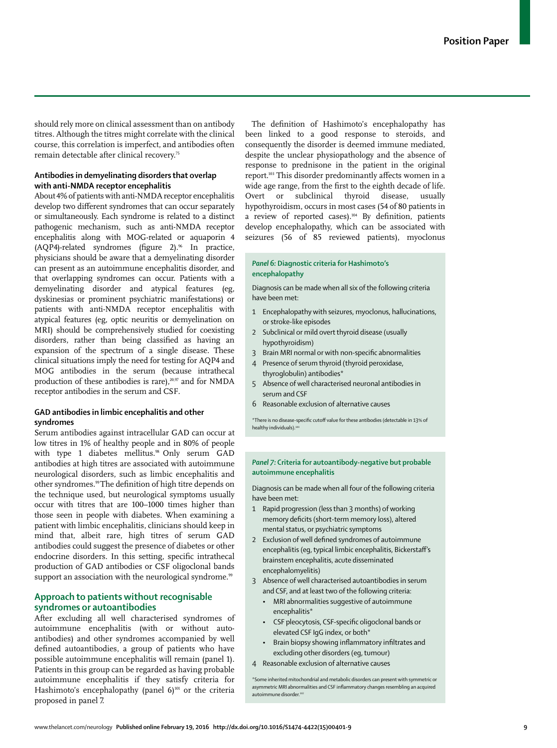should rely more on clinical assessment than on antibody titres. Although the titres might correlate with the clinical course, this correlation is imperfect, and antibodies often remain detectable after clinical recovery.[75]

### Antibodies in demyelinating disorders that overlap with anti-NMDA receptor encephalitis

About 4% of patients with anti-NMDA receptor encephalitis develop two different syndromes that can occur separately or simultaneously. Each syndrome is related to a distinct pathogenic mechanism, such as anti-NMDA receptor encephalitis along with MOG-related or aquaporin 4 (AQP4)-related syndromes (figure 2).[96] In practice, physicians should be aware that a demyelinating disorder can present as an autoimmune encephalitis disorder, and that overlapping syndromes can occur. Patients with a demyelinating disorder and atypical features (eg, dyskinesias or prominent psychiatric manifestations) or patients with anti-NMDA receptor encephalitis with atypical features (eg, optic neuritis or demyelination on MRI) should be comprehensively studied for coexisting disorders, rather than being classified as having an expansion of the spectrum of a single disease. These clinical situations imply the need for testing for AQP4 and MOG antibodies in the serum (because intrathecal production of these antibodies is rare),[20,97] and for NMDA receptor antibodies in the serum and CSF.

### GAD antibodies in limbic encephalitis and other syndromes

Serum antibodies against intracellular GAD can occur at low titres in 1% of healthy people and in 80% of people with type 1 diabetes mellitus.[98] Only serum GAD antibodies at high titres are associated with autoimmune neurological disorders, such as limbic encephalitis and other syndromes.[99] The definition of high titre depends on the technique used, but neurological symptoms usually occur with titres that are 100–1000 times higher than those seen in people with diabetes. When examining a patient with limbic encephalitis, clinicians should keep in mind that, albeit rare, high titres of serum GAD antibodies could suggest the presence of diabetes or other endocrine disorders. In this setting, specific intrathecal production of GAD antibodies or CSF oligoclonal bands support an association with the neurological syndrome.[99]

## Approach to patients without recognisable syndromes or autoantibodies

After excluding all well characterised syndromes of autoimmune encephalitis (with or without autoantibodies) and other syndromes accompanied by well defined autoantibodies, a group of patients who have possible autoimmune encephalitis will remain (panel 1). Patients in this group can be regarded as having probable autoimmune encephalitis if they satisfy criteria for Hashimoto's encephalopathy (panel 6)[101] or the criteria proposed in panel 7.

The definition of Hashimoto's encephalopathy has been linked to a good response to steroids, and consequently the disorder is deemed immune mediated, despite the unclear physiopathology and the absence of response to prednisone in the patient in the original report.[103] This disorder predominantly affects women in a wide age range, from the first to the eighth decade of life. Overt or subclinical thyroid disease, usually hypothyroidism, occurs in most cases (54 of 80 patients in a review of reported cases).[104] By definition, patients develop encephalopathy, which can be associated with seizures (56 of 85 reviewed patients), myoclonus

**Panel 6: Diagnostic criteria for Hashimoto's encephalopathy**

Diagnosis can be made when all six of the following criteria have been met:

1. Encephalopathy with seizures, myoclonus, hallucinations, or stroke-like episodes
2. Subclinical or mild overt thyroid disease (usually hypothyroidism)
3. Brain MRI normal or with non-specific abnormalities
4. Presence of serum thyroid (thyroid peroxidase, thyroglobulin) antibodies*
5. Absence of well characterised neuronal antibodies in serum and CSF
6. Reasonable exclusion of alternative causes

*There is no disease-specific cutoff value for these antibodies (detectable in 13% of healthy individuals).[100]

**Panel 7: Criteria for autoantibody-negative but probable autoimmune encephalitis**

Diagnosis can be made when all four of the following criteria have been met:

1. Rapid progression (less than 3 months) of working memory deficits (short-term memory loss), altered mental status, or psychiatric symptoms
2. Exclusion of well defined syndromes of autoimmune encephalitis (eg, typical limbic encephalitis, Bickerstaff's brainstem encephalitis, acute disseminated encephalomyelitis)
3. Absence of well characterised autoantibodies in serum and CSF, and at least two of the following criteria:
   - MRI abnormalities suggestive of autoimmune encephalitis*
   - CSF pleocytosis, CSF-specific oligoclonal bands or elevated CSF IgG index, or both*
   - Brain biopsy showing inflammatory infiltrates and excluding other disorders (eg, tumour)
4. Reasonable exclusion of alternative causes

*Some inherited mitochondrial and metabolic disorders can present with symmetric or asymmetric MRI abnormalities and CSF inflammatory changes resembling an acquired autoimmune disorder.[102]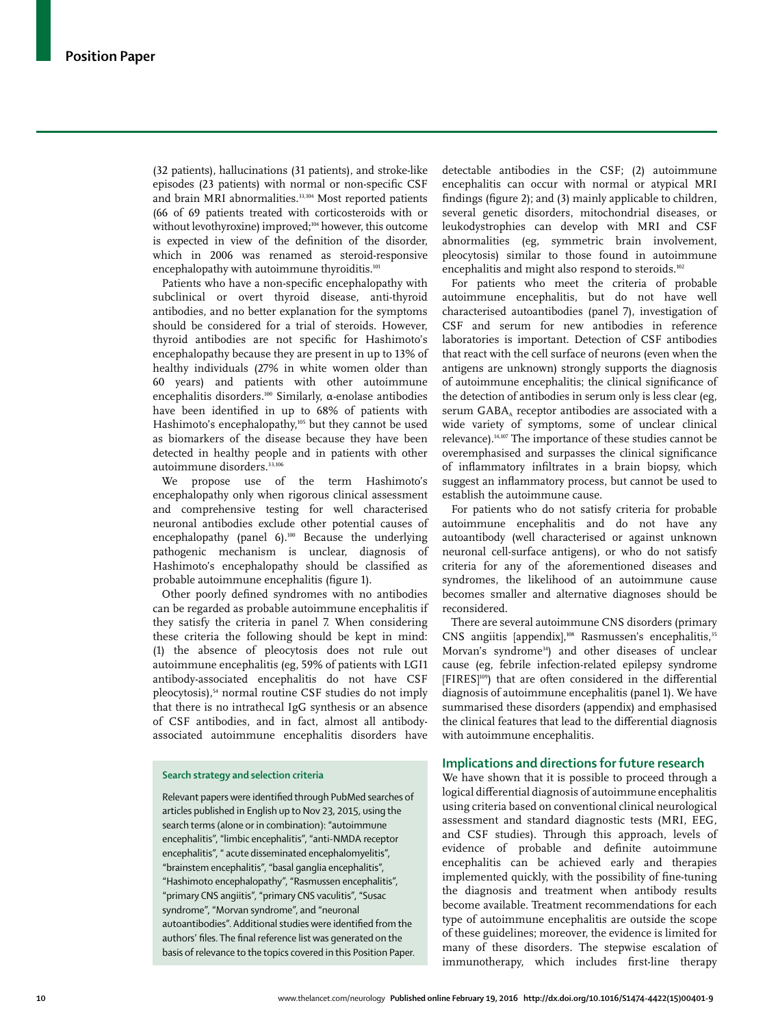(32 patients), hallucinations (31 patients), and stroke-like episodes (23 patients) with normal or non-specific CSF and brain MRI abnormalities.[33,104] Most reported patients (66 of 69 patients treated with corticosteroids with or without levothyroxine) improved;[104] however, this outcome is expected in view of the definition of the disorder, which in 2006 was renamed as steroid-responsive encephalopathy with autoimmune thyroiditis.[101]

Patients who have a non-specific encephalopathy with subclinical or overt thyroid disease, anti-thyroid antibodies, and no better explanation for the symptoms should be considered for a trial of steroids. However, thyroid antibodies are not specific for Hashimoto's encephalopathy because they are present in up to 13% of healthy individuals (27% in white women older than 60 years) and patients with other autoimmune encephalitis disorders.[100] Similarly, α-enolase antibodies have been identified in up to 68% of patients with Hashimoto's encephalopathy,[105] but they cannot be used as biomarkers of the disease because they have been detected in healthy people and in patients with other autoimmune disorders.[33,106]

We propose use of the term Hashimoto's encephalopathy only when rigorous clinical assessment and comprehensive testing for well characterised neuronal antibodies exclude other potential causes of encephalopathy (panel 6).[100] Because the underlying pathogenic mechanism is unclear, diagnosis of Hashimoto's encephalopathy should be classified as probable autoimmune encephalitis (figure 1).

Other poorly defined syndromes with no antibodies can be regarded as probable autoimmune encephalitis if they satisfy the criteria in panel 7. When considering these criteria the following should be kept in mind: (1) the absence of pleocytosis does not rule out autoimmune encephalitis (eg, 59% of patients with LGI1 antibody-associated encephalitis do not have CSF pleocytosis),[54] normal routine CSF studies do not imply that there is no intrathecal IgG synthesis or an absence of CSF antibodies, and in fact, almost all antibody-associated autoimmune encephalitis disorders have detectable antibodies in the CSF; (2) autoimmune encephalitis can occur with normal or atypical MRI findings (figure 2); and (3) mainly applicable to children, several genetic disorders, mitochondrial diseases, or leukodystrophies can develop with MRI and CSF abnormalities (eg, symmetric brain involvement, pleocytosis) similar to those found in autoimmune encephalitis and might also respond to steroids.[102]

For patients who meet the criteria of probable autoimmune encephalitis, but do not have well characterised autoantibodies (panel 7), investigation of CSF and serum for new antibodies in reference laboratories is important. Detection of CSF antibodies that react with the cell surface of neurons (even when the antigens are unknown) strongly supports the diagnosis of autoimmune encephalitis; the clinical significance of the detection of antibodies in serum only is less clear (eg, serum $GABA_A$ receptor antibodies are associated with a wide variety of symptoms, some of unclear clinical relevance).[14,107] The importance of these studies cannot be overemphasised and surpasses the clinical significance of inflammatory infiltrates in a brain biopsy, which suggest an inflammatory process, but cannot be used to establish the autoimmune cause.

For patients who do not satisfy criteria for probable autoimmune encephalitis and do not have any autoantibody (well characterised or against unknown neuronal cell-surface antigens), or who do not satisfy criteria for any of the aforementioned diseases and syndromes, the likelihood of an autoimmune cause becomes smaller and alternative diagnoses should be reconsidered.

There are several autoimmune CNS disorders (primary CNS angiitis [appendix],[108] Rasmussen's encephalitis,[35] Morvan's syndrome[34]) and other diseases of unclear cause (eg, febrile infection-related epilepsy syndrome [FIRES][109]) that are often considered in the differential diagnosis of autoimmune encephalitis (panel 1). We have summarised these disorders (appendix) and emphasised the clinical features that lead to the differential diagnosis with autoimmune encephalitis.

#### Search strategy and selection criteria

Relevant papers were identified through PubMed searches of articles published in English up to Nov 23, 2015, using the search terms (alone or in combination): "autoimmune encephalitis", "limbic encephalitis", "anti-NMDA receptor encephalitis", " acute disseminated encephalomyelitis", "brainstem encephalitis", "basal ganglia encephalitis", "Hashimoto encephalopathy", "Rasmussen encephalitis", "primary CNS angiitis", "primary CNS vaculitis", "Susac syndrome", "Morvan syndrome", and "neuronal autoantibodies". Additional studies were identified from the authors' files. The final reference list was generated on the basis of relevance to the topics covered in this Position Paper.

## Implications and directions for future research

We have shown that it is possible to proceed through a logical differential diagnosis of autoimmune encephalitis using criteria based on conventional clinical neurological assessment and standard diagnostic tests (MRI, EEG, and CSF studies). Through this approach, levels of evidence of probable and definite autoimmune encephalitis can be achieved early and therapies implemented quickly, with the possibility of fine-tuning the diagnosis and treatment when antibody results become available. Treatment recommendations for each type of autoimmune encephalitis are outside the scope of these guidelines; moreover, the evidence is limited for many of these disorders. The stepwise escalation of immunotherapy, which includes first-line therapy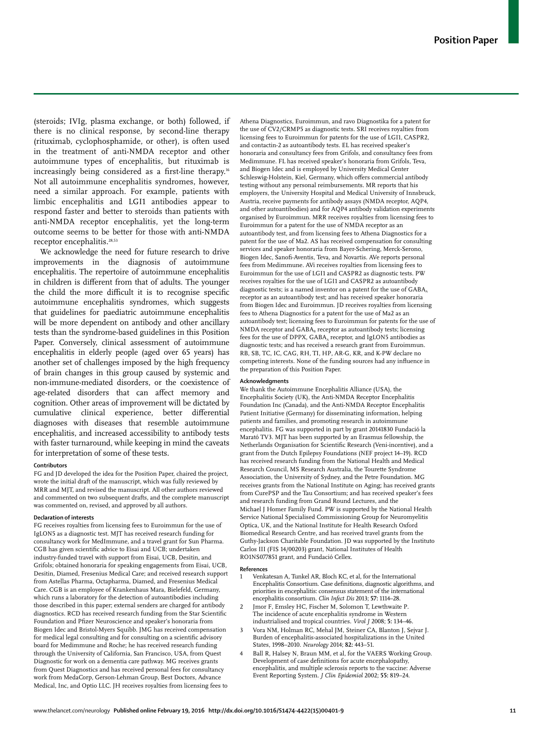(steroids; IVIg, plasma exchange, or both) followed, if there is no clinical response, by second-line therapy (rituximab, cyclophosphamide, or other), is often used in the treatment of anti-NMDA receptor and other autoimmune types of encephalitis, but rituximab is increasingly being considered as a first-line therapy.[16] Not all autoimmune encephalitis syndromes, however, need a similar approach. For example, patients with limbic encephalitis and LGI1 antibodies appear to respond faster and better to steroids than patients with anti-NMDA receptor encephalitis, yet the long-term outcome seems to be better for those with anti-NMDA receptor encephalitis.[28,53]

We acknowledge the need for future research to drive improvements in the diagnosis of autoimmune encephalitis. The repertoire of autoimmune encephalitis in children is different from that of adults. The younger the child the more difficult it is to recognise specific autoimmune encephalitis syndromes, which suggests that guidelines for paediatric autoimmune encephalitis will be more dependent on antibody and other ancillary tests than the syndrome-based guidelines in this Position Paper. Conversely, clinical assessment of autoimmune encephalitis in elderly people (aged over 65 years) has another set of challenges imposed by the high frequency of brain changes in this group caused by systemic and non-immune-mediated disorders, or the coexistence of age-related disorders that can affect memory and cognition. Other areas of improvement will be dictated by cumulative clinical experience, better differential diagnoses with diseases that resemble autoimmune encephalitis, and increased accessibility to antibody tests with faster turnaround, while keeping in mind the caveats for interpretation of some of these tests.

### Contributors

FG and JD developed the idea for the Position Paper, chaired the project, wrote the initial draft of the manuscript, which was fully reviewed by MRR and MJT, and revised the manuscript. All other authors reviewed and commented on two subsequent drafts, and the complete manuscript was commented on, revised, and approved by all authors.

### Declaration of interests

FG receives royalties from licensing fees to Euroimmun for the use of IgLON5 as a diagnostic test. MJT has received research funding for consultancy work for MedImmune, and a travel grant for Sun Pharma. CGB has given scientific advice to Eisai and UCB; undertaken industry-funded travel with support from Eisai, UCB, Desitin, and Grifols; obtained honoraria for speaking engagements from Eisai, UCB, Desitin, Diamed, Fresenius Medical Care; and received research support from Astellas Pharma, Octapharma, Diamed, and Fresenius Medical Care. CGB is an employee of Krankenhaus Mara, Bielefeld, Germany, which runs a laboratory for the detection of autoantibodies including those described in this paper; external senders are charged for antibody diagnostics. RCD has received research funding from the Star Scientific Foundation and Pfizer Neuroscience and speaker's honoraria from Biogen Idec and Bristol-Myers Squibb. JMG has received compensation for medical legal consulting and for consulting on a scientific advisory board for Medimmune and Roche; he has received research funding through the University of California, San Francisco, USA, from Quest Diagnostic for work on a dementia care pathway. MG receives grants from Quest Diagnostics and has received personal fees for consultancy work from MedaCorp, Gerson-Lehman Group, Best Doctors, Advance Medical, Inc, and Optio LLC. JH receives royalties from licensing fees to Athena Diagnostics, Euroimmun, and ravo Diagnostika for a patent for the use of CV2/CRMP5 as diagnostic tests. SRI receives royalties from licensing fees to Euroimmun for patents for the use of LGI1, CASPR2, and contactin-2 as autoantibody tests. EL has received speaker's honoraria and consultancy fees from Grifols, and consultancy fees from Medimmune. FL has received speaker's honoraria from Grifols, Teva, and Biogen Idec and is employed by University Medical Center Schleswig-Holstein, Kiel, Germany, which offers commercial antibody testing without any personal reimbursements. MR reports that his employers, the University Hospital and Medical University of Innsbruck, Austria, receive payments for antibody assays (NMDA receptor, AQP4, and other autoantibodies) and for AQP4 antibody validation experiments organised by Euroimmun. MRR receives royalties from licensing fees to Euroimmun for a patent for the use of NMDA receptor as an autoantibody test, and from licensing fees to Athena Diagnostics for a patent for the use of Ma2. AS has received compensation for consulting services and speaker honoraria from Bayer-Schering, Merck-Serono, Biogen Idec, Sanofi-Aventis, Teva, and Novartis. AVe reports personal fees from Medimmune. AVi receives royalties from licensing fees to Euroimmun for the use of LGI1 and CASPR2 as diagnostic tests. PW receives royalties for the use of LGI1 and CASPR2 as autoantibody diagnostic tests; is a named inventor on a patent for the use of $GABA_A$ receptor as an autoantibody test; and has received speaker honoraria from Biogen Idec and Euroimmun. JD receives royalties from licensing fees to Athena Diagnostics for a patent for the use of Ma2 as an autoantibody test; licensing fees to Euroimmun for patents for the use of NMDA receptor and $GABA_B$ receptor as autoantibody tests; licensing fees for the use of DPPX, $GABA_A$ receptor, and IgLON5 antibodies as diagnostic tests; and has received a research grant from Euroimmun. RB, SB, TC, IC, CAG, RH, TI, HP, AR-G, KR, and K-PW declare no competing interests. None of the funding sources had any influence in the preparation of this Position Paper.

### Acknowledgments

We thank the Autoimmune Encephalitis Alliance (USA), the Encephalitis Society (UK), the Anti-NMDA Receptor Encephalitis Foundation Inc (Canada), and the Anti-NMDA Receptor Encephalitis Patient Initiative (Germany) for disseminating information, helping patients and families, and promoting research in autoimmune encephalitis. FG was supported in part by grant 20141830 Fundació la Marató TV3. MJT has been supported by an Erasmus fellowship, the Netherlands Organisation for Scientific Research (Veni-incentive), and a grant from the Dutch Epilepsy Foundations (NEF project 14–19). RCD has received research funding from the National Health and Medical Research Council, MS Research Australia, the Tourette Syndrome Association, the University of Sydney, and the Petre Foundation. MG receives grants from the National Institute on Aging; has received grants from CurePSP and the Tau Consortium; and has received speaker's fees and research funding from Grand Round Lectures, and the Michael J Homer Family Fund. PW is supported by the National Health Service National Specialised Commissioning Group for Neuromyelitis Optica, UK, and the National Institute for Health Research Oxford Biomedical Research Centre, and has received travel grants from the Guthy-Jackson Charitable Foundation. JD was supported by the Instituto Carlos III (FIS 14/00203) grant, National Institutes of Health RO1NS077851 grant, and Fundació Cellex.

### References

1. Venkatesan A, Tunkel AR, Bloch KC, et al, for the International Encephalitis Consortium. Case definitions, diagnostic algorithms, and priorities in encephalitis: consensus statement of the international encephalitis consortium. *Clin Infect Dis* 2013; **57:** 1114–28.
2. Jmor F, Emsley HC, Fischer M, Solomon T, Lewthwaite P. The incidence of acute encephalitis syndrome in Western industrialised and tropical countries. *Virol J* 2008; **5:** 134–46.
3. Vora NM, Holman RC, Mehal JM, Steiner CA, Blanton J, Sejvar J. Burden of encephalitis-associated hospitalizations in the United States, 1998–2010. *Neurology* 2014; **82:** 443–51.
4. Ball R, Halsey N, Braun MM, et al, for the VAERS Working Group. Development of case definitions for acute encephalopathy, encephalitis, and multiple sclerosis reports to the vaccine: Adverse Event Reporting System. *J Clin Epidemiol* 2002; **55:** 819–24.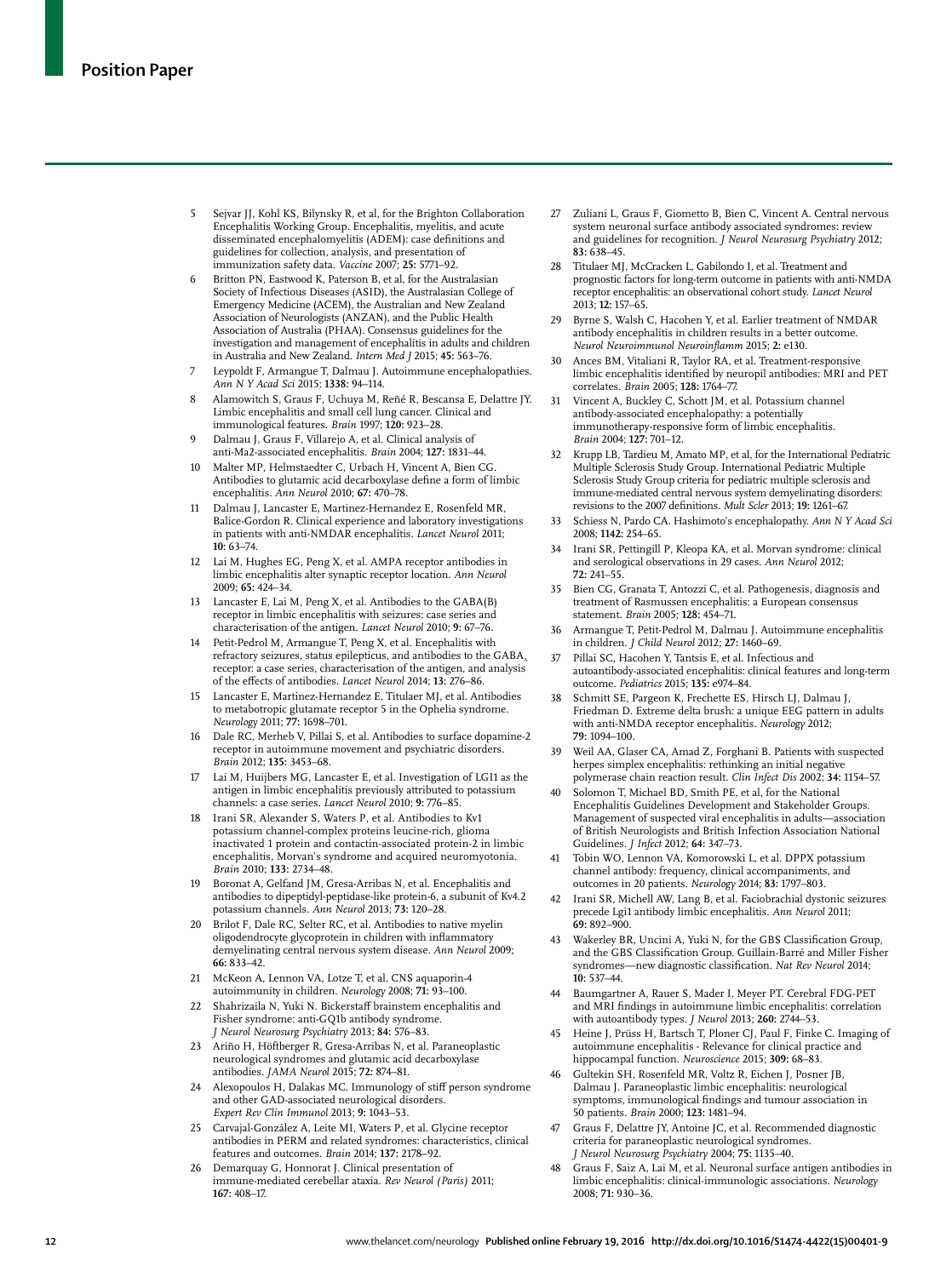5 Sejvar JJ, Kohl KS, Bilynsky R, et al, for the Brighton Collaboration Encephalitis Working Group. Encephalitis, myelitis, and acute disseminated encephalomyelitis (ADEM): case definitions and guidelines for collection, analysis, and presentation of immunization safety data. *Vaccine* 2007; **25:** 5771–92.

6 Britton PN, Eastwood K, Paterson B, et al, for the Australasian Society of Infectious Diseases (ASID), the Australasian College of Emergency Medicine (ACEM), the Australian and New Zealand Association of Neurologists (ANZAN), and the Public Health Association of Australia (PHAA). Consensus guidelines for the investigation and management of encephalitis in adults and children in Australia and New Zealand. *Intern Med J* 2015; **45:** 563–76.

7 Leypoldt F, Armangue T, Dalmau J. Autoimmune encephalopathies. *Ann N Y Acad Sci* 2015; **1338:** 94–114.

8 Alamowitch S, Graus F, Uchuya M, Reñé R, Bescansa E, Delattre JY. Limbic encephalitis and small cell lung cancer. Clinical and immunological features. *Brain* 1997; **120:** 923–28.

9 Dalmau J, Graus F, Villarejo A, et al. Clinical analysis of anti-Ma2-associated encephalitis. *Brain* 2004; **127:** 1831–44.

10 Malter MP, Helmstaedter C, Urbach H, Vincent A, Bien CG. Antibodies to glutamic acid decarboxylase define a form of limbic encephalitis. *Ann Neurol* 2010; **67:** 470–78.

11 Dalmau J, Lancaster E, Martinez-Hernandez E, Rosenfeld MR, Balice-Gordon R. Clinical experience and laboratory investigations in patients with anti-NMDAR encephalitis. *Lancet Neurol* 2011; **10:** 63–74.

12 Lai M, Hughes EG, Peng X, et al. AMPA receptor antibodies in limbic encephalitis alter synaptic receptor location. *Ann Neurol* 2009; **65:** 424–34.

13 Lancaster E, Lai M, Peng X, et al. Antibodies to the GABA(B) receptor in limbic encephalitis with seizures: case series and characterisation of the antigen. *Lancet Neurol* 2010; **9:** 67–76.

14 Petit-Pedrol M, Armangue T, Peng X, et al. Encephalitis with refractory seizures, status epilepticus, and antibodies to the $GABA_A$ receptor: a case series, characterisation of the antigen, and analysis of the effects of antibodies. *Lancet Neurol* 2014; **13:** 276–86.

15 Lancaster E, Martinez-Hernandez E, Titulaer MJ, et al. Antibodies to metabotropic glutamate receptor 5 in the Ophelia syndrome. *Neurology* 2011; **77:** 1698–701.

16 Dale RC, Merheb V, Pillai S, et al. Antibodies to surface dopamine-2 receptor in autoimmune movement and psychiatric disorders. *Brain* 2012; **135:** 3453–68.

17 Lai M, Huijbers MG, Lancaster E, et al. Investigation of LGI1 as the antigen in limbic encephalitis previously attributed to potassium channels: a case series. *Lancet Neurol* 2010; **9:** 776–85.

18 Irani SR, Alexander S, Waters P, et al. Antibodies to Kv1 potassium channel-complex proteins leucine-rich, glioma inactivated 1 protein and contactin-associated protein-2 in limbic encephalitis, Morvan's syndrome and acquired neuromyotonia. *Brain* 2010; **133:** 2734–48.

19 Boronat A, Gelfand JM, Gresa-Arribas N, et al. Encephalitis and antibodies to dipeptidyl-peptidase-like protein-6, a subunit of Kv4.2 potassium channels. *Ann Neurol* 2013; **73:** 120–28.

20 Brilot F, Dale RC, Selter RC, et al. Antibodies to native myelin oligodendrocyte glycoprotein in children with inflammatory demyelinating central nervous system disease. *Ann Neurol* 2009; **66:** 833–42.

21 McKeon A, Lennon VA, Lotze T, et al. CNS aquaporin-4 autoimmunity in children. *Neurology* 2008; **71:** 93–100.

22 Shahrizaila N, Yuki N. Bickerstaff brainstem encephalitis and Fisher syndrome: anti-GQ1b antibody syndrome. *J Neurol Neurosurg Psychiatry* 2013; **84:** 576–83.

23 Ariño H, Höftberger R, Gresa-Arribas N, et al. Paraneoplastic neurological syndromes and glutamic acid decarboxylase antibodies. *JAMA Neurol* 2015; **72:** 874–81.

24 Alexopoulos H, Dalakas MC. Immunology of stiff person syndrome and other GAD-associated neurological disorders. *Expert Rev Clin Immunol* 2013; **9:** 1043–53.

25 Carvajal-González A, Leite MI, Waters P, et al. Glycine receptor antibodies in PERM and related syndromes: characteristics, clinical features and outcomes. *Brain* 2014; **137:** 2178–92.

26 Demarquay G, Honnorat J. Clinical presentation of immune-mediated cerebellar ataxia. *Rev Neurol (Paris)* 2011; **167:** 408–17.

27 Zuliani L, Graus F, Giometto B, Bien C, Vincent A. Central nervous system neuronal surface antibody associated syndromes: review and guidelines for recognition. *J Neurol Neurosurg Psychiatry* 2012; **83:** 638–45.

28 Titulaer MJ, McCracken L, Gabilondo I, et al. Treatment and prognostic factors for long-term outcome in patients with anti-NMDA receptor encephalitis: an observational cohort study. *Lancet Neurol* 2013; **12:** 157–65.

29 Byrne S, Walsh C, Hacohen Y, et al. Earlier treatment of NMDAR antibody encephalitis in children results in a better outcome. *Neurol Neuroimmunol Neuroinflamm* 2015; **2:** e130.

30 Ances BM, Vitaliani R, Taylor RA, et al. Treatment-responsive limbic encephalitis identified by neuropil antibodies: MRI and PET correlates. *Brain* 2005; **128:** 1764–77.

31 Vincent A, Buckley C, Schott JM, et al. Potassium channel antibody-associated encephalopathy: a potentially immunotherapy-responsive form of limbic encephalitis. *Brain* 2004; **127:** 701–12.

32 Krupp LB, Tardieu M, Amato MP, et al, for the International Pediatric Multiple Sclerosis Study Group. International Pediatric Multiple Sclerosis Study Group criteria for pediatric multiple sclerosis and immune-mediated central nervous system demyelinating disorders: revisions to the 2007 definitions. *Mult Scler* 2013; **19:** 1261–67.

33 Schiess N, Pardo CA. Hashimoto's encephalopathy. *Ann N Y Acad Sci* 2008; **1142:** 254–65.

34 Irani SR, Pettingill P, Kleopa KA, et al. Morvan syndrome: clinical and serological observations in 29 cases. *Ann Neurol* 2012; **72:** 241–55.

35 Bien CG, Granata T, Antozzi C, et al. Pathogenesis, diagnosis and treatment of Rasmussen encephalitis: a European consensus statement. *Brain* 2005; **128:** 454–71.

36 Armangue T, Petit-Pedrol M, Dalmau J. Autoimmune encephalitis in children. *J Child Neurol* 2012; **27:** 1460–69.

37 Pillai SC, Hacohen Y, Tantsis E, et al. Infectious and autoantibody-associated encephalitis: clinical features and long-term outcome. *Pediatrics* 2015; **135:** e974–84.

38 Schmitt SE, Pargeon K, Frechette ES, Hirsch LJ, Dalmau J, Friedman D. Extreme delta brush: a unique EEG pattern in adults with anti-NMDA receptor encephalitis. *Neurology* 2012; **79:** 1094–100.

39 Weil AA, Glaser CA, Amad Z, Forghani B. Patients with suspected herpes simplex encephalitis: rethinking an initial negative polymerase chain reaction result. *Clin Infect Dis* 2002; **34:** 1154–57.

40 Solomon T, Michael BD, Smith PE, et al, for the National Encephalitis Guidelines Development and Stakeholder Groups. Management of suspected viral encephalitis in adults—association of British Neurologists and British Infection Association National Guidelines. *J Infect* 2012; **64:** 347–73.

41 Tobin WO, Lennon VA, Komorowski L, et al. DPPX potassium channel antibody: frequency, clinical accompaniments, and outcomes in 20 patients. *Neurology* 2014; **83:** 1797–803.

42 Irani SR, Michell AW, Lang B, et al. Faciobrachial dystonic seizures precede Lgi1 antibody limbic encephalitis. *Ann Neurol* 2011; **69:** 892–900.

43 Wakerley BR, Uncini A, Yuki N, for the GBS Classification Group, and the GBS Classification Group. Guillain-Barré and Miller Fisher syndromes—new diagnostic classification. *Nat Rev Neurol* 2014; **10:** 537–44.

44 Baumgartner A, Rauer S, Mader I, Meyer PT. Cerebral FDG-PET and MRI findings in autoimmune limbic encephalitis: correlation with autoantibody types. *J Neurol* 2013; **260:** 2744–53.

45 Heine J, Prüss H, Bartsch T, Ploner CJ, Paul F, Finke C. Imaging of autoimmune encephalitis - Relevance for clinical practice and hippocampal function. *Neuroscience* 2015; **309:** 68–83.

46 Gultekin SH, Rosenfeld MR, Voltz R, Eichen J, Posner JB, Dalmau J. Paraneoplastic limbic encephalitis: neurological symptoms, immunological findings and tumour association in 50 patients. *Brain* 2000; **123:** 1481–94.

47 Graus F, Delattre JY, Antoine JC, et al. Recommended diagnostic criteria for paraneoplastic neurological syndromes. *J Neurol Neurosurg Psychiatry* 2004; **75:** 1135–40.

48 Graus F, Saiz A, Lai M, et al. Neuronal surface antigen antibodies in limbic encephalitis: clinical-immunologic associations. *Neurology* 2008; **71:** 930–36.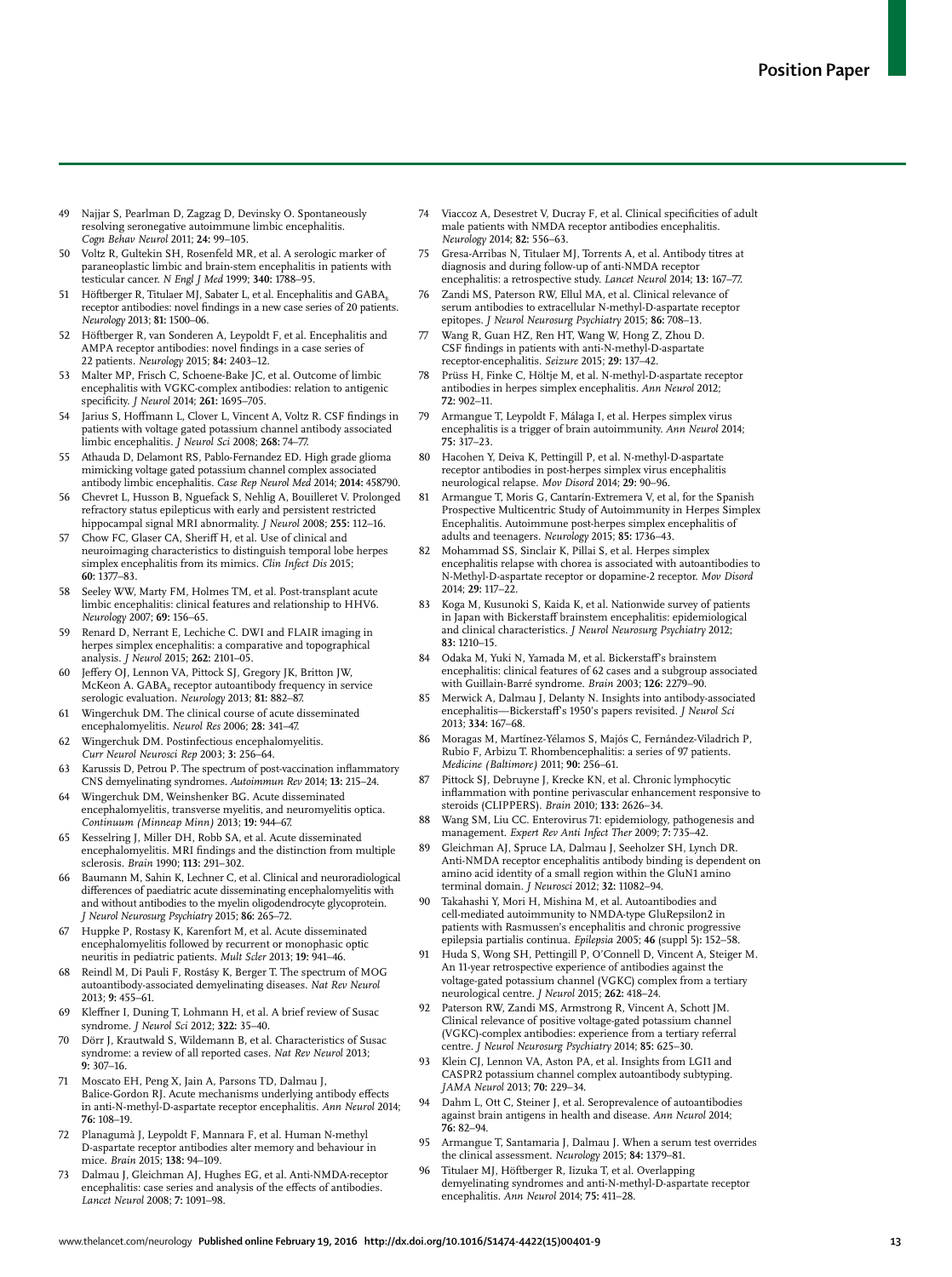49 Najjar S, Pearlman D, Zagzag D, Devinsky O. Spontaneously resolving seronegative autoimmune limbic encephalitis. *Cogn Behav Neurol* 2011; **24:** 99–105.

50 Voltz R, Gultekin SH, Rosenfeld MR, et al. A serologic marker of paraneoplastic limbic and brain-stem encephalitis in patients with testicular cancer. *N Engl J Med* 1999; **340:** 1788–95.

51 Höftberger R, Titulaer MJ, Sabater L, et al. Encephalitis and $GABA_B$ receptor antibodies: novel findings in a new case series of 20 patients. *Neurology* 2013; **81:** 1500–06.

52 Höftberger R, van Sonderen A, Leypoldt F, et al. Encephalitis and AMPA receptor antibodies: novel findings in a case series of 22 patients. *Neurology* 2015; **84:** 2403–12.

53 Malter MP, Frisch C, Schoene-Bake JC, et al. Outcome of limbic encephalitis with VGKC-complex antibodies: relation to antigenic specificity. *J Neurol* 2014; **261:** 1695–705.

54 Jarius S, Hoffmann L, Clover L, Vincent A, Voltz R. CSF findings in patients with voltage gated potassium channel antibody associated limbic encephalitis. *J Neurol Sci* 2008; **268:** 74–77.

55 Athauda D, Delamont RS, Pablo-Fernandez ED. High grade glioma mimicking voltage gated potassium channel complex associated antibody limbic encephalitis. *Case Rep Neurol Med* 2014; **2014:** 458790.

56 Chevret L, Husson B, Nguefack S, Nehlig A, Bouilleret V. Prolonged refractory status epilepticus with early and persistent restricted hippocampal signal MRI abnormality. *J Neurol* 2008; **255:** 112–16.

57 Chow FC, Glaser CA, Sheriff H, et al. Use of clinical and neuroimaging characteristics to distinguish temporal lobe herpes simplex encephalitis from its mimics. *Clin Infect Dis* 2015; **60:** 1377–83.

58 Seeley WW, Marty FM, Holmes TM, et al. Post-transplant acute limbic encephalitis: clinical features and relationship to HHV6. *Neurology* 2007; **69:** 156–65.

59 Renard D, Nerrant E, Lechiche C. DWI and FLAIR imaging in herpes simplex encephalitis: a comparative and topographical analysis. *J Neurol* 2015; **262:** 2101–05.

60 Jeffery OJ, Lennon VA, Pittock SJ, Gregory JK, Britton JW, McKeon A. $GABA_B$ receptor autoantibody frequency in service serologic evaluation. *Neurology* 2013; **81:** 882–87.

61 Wingerchuk DM. The clinical course of acute disseminated encephalomyelitis. *Neurol Res* 2006; **28:** 341–47.

62 Wingerchuk DM. Postinfectious encephalomyelitis. *Curr Neurol Neurosci Rep* 2003; **3:** 256–64.

63 Karussis D, Petrou P. The spectrum of post-vaccination inflammatory CNS demyelinating syndromes. *Autoimmun Rev* 2014; **13:** 215–24.

64 Wingerchuk DM, Weinshenker BG. Acute disseminated encephalomyelitis, transverse myelitis, and neuromyelitis optica. *Continuum (Minneap Minn)* 2013; **19:** 944–67.

65 Kesselring J, Miller DH, Robb SA, et al. Acute disseminated encephalomyelitis. MRI findings and the distinction from multiple sclerosis. *Brain* 1990; **113:** 291–302.

66 Baumann M, Sahin K, Lechner C, et al. Clinical and neuroradiological differences of paediatric acute disseminating encephalomyelitis with and without antibodies to the myelin oligodendrocyte glycoprotein. *J Neurol Neurosurg Psychiatry* 2015; **86:** 265–72.

67 Huppke P, Rostasy K, Karenfort M, et al. Acute disseminated encephalomyelitis followed by recurrent or monophasic optic neuritis in pediatric patients. *Mult Scler* 2013; **19:** 941–46.

68 Reindl M, Di Pauli F, Rostásy K, Berger T. The spectrum of MOG autoantibody-associated demyelinating diseases. *Nat Rev Neurol* 2013; **9:** 455–61.

69 Kleffner I, Duning T, Lohmann H, et al. A brief review of Susac syndrome. *J Neurol Sci* 2012; **322:** 35–40.

70 Dörr J, Krautwald S, Wildemann B, et al. Characteristics of Susac syndrome: a review of all reported cases. *Nat Rev Neurol* 2013; **9:** 307–16.

71 Moscato EH, Peng X, Jain A, Parsons TD, Dalmau J, Balice-Gordon RJ. Acute mechanisms underlying antibody effects in anti-N-methyl-D-aspartate receptor encephalitis. *Ann Neurol* 2014; **76:** 108–19.

72 Planagumà J, Leypoldt F, Mannara F, et al. Human N-methyl D-aspartate receptor antibodies alter memory and behaviour in mice. *Brain* 2015; **138:** 94–109.

73 Dalmau J, Gleichman AJ, Hughes EG, et al. Anti-NMDA-receptor encephalitis: case series and analysis of the effects of antibodies. *Lancet Neurol* 2008; **7:** 1091–98.

74 Viaccoz A, Desestret V, Ducray F, et al. Clinical specificities of adult male patients with NMDA receptor antibodies encephalitis. *Neurology* 2014; **82:** 556–63.

75 Gresa-Arribas N, Titulaer MJ, Torrents A, et al. Antibody titres at diagnosis and during follow-up of anti-NMDA receptor encephalitis: a retrospective study. *Lancet Neurol* 2014; **13:** 167–77.

76 Zandi MS, Paterson RW, Ellul MA, et al. Clinical relevance of serum antibodies to extracellular N-methyl-D-aspartate receptor epitopes. *J Neurol Neurosurg Psychiatry* 2015; **86:** 708–13.

77 Wang R, Guan HZ, Ren HT, Wang W, Hong Z, Zhou D. CSF findings in patients with anti-N-methyl-D-aspartate receptor-encephalitis. *Seizure* 2015; **29:** 137–42.

78 Prüss H, Finke C, Höltje M, et al. N-methyl-D-aspartate receptor antibodies in herpes simplex encephalitis. *Ann Neurol* 2012; **72:** 902–11.

79 Armangue T, Leypoldt F, Málaga I, et al. Herpes simplex virus encephalitis is a trigger of brain autoimmunity. *Ann Neurol* 2014; **75:** 317–23.

80 Hacohen Y, Deiva K, Pettingill P, et al. N-methyl-D-aspartate receptor antibodies in post-herpes simplex virus encephalitis neurological relapse. *Mov Disord* 2014; **29:** 90–96.

81 Armangue T, Moris G, Cantarín-Extremera V, et al, for the Spanish Prospective Multicentric Study of Autoimmunity in Herpes Simplex Encephalitis. Autoimmune post-herpes simplex encephalitis of adults and teenagers. *Neurology* 2015; **85:** 1736–43.

82 Mohammad SS, Sinclair K, Pillai S, et al. Herpes simplex encephalitis relapse with chorea is associated with autoantibodies to N-Methyl-D-aspartate receptor or dopamine-2 receptor. *Mov Disord* 2014; **29:** 117–22.

83 Koga M, Kusunoki S, Kaida K, et al. Nationwide survey of patients in Japan with Bickerstaff brainstem encephalitis: epidemiological and clinical characteristics. *J Neurol Neurosurg Psychiatry* 2012; **83:** 1210–15.

84 Odaka M, Yuki N, Yamada M, et al. Bickerstaff's brainstem encephalitis: clinical features of 62 cases and a subgroup associated with Guillain-Barré syndrome. *Brain* 2003; **126:** 2279–90.

85 Merwick A, Dalmau J, Delanty N. Insights into antibody-associated encephalitis—Bickerstaff's 1950's papers revisited. *J Neurol Sci* 2013; **334:** 167–68.

86 Moragas M, Martínez-Yélamos S, Majós C, Fernández-Viladrich P, Rubio F, Arbizu T. Rhombencephalitis: a series of 97 patients. *Medicine (Baltimore)* 2011; **90:** 256–61.

87 Pittock SJ, Debruyne J, Krecke KN, et al. Chronic lymphocytic inflammation with pontine perivascular enhancement responsive to steroids (CLIPPERS). *Brain* 2010; **133:** 2626–34.

88 Wang SM, Liu CC. Enterovirus 71: epidemiology, pathogenesis and management. *Expert Rev Anti Infect Ther* 2009; **7:** 735–42.

89 Gleichman AJ, Spruce LA, Dalmau J, Seeholzer SH, Lynch DR. Anti-NMDA receptor encephalitis antibody binding is dependent on amino acid identity of a small region within the GluN1 amino terminal domain. *J Neurosci* 2012; **32:** 11082–94.

90 Takahashi Y, Mori H, Mishina M, et al. Autoantibodies and cell-mediated autoimmunity to NMDA-type GluRepsilon2 in patients with Rasmussen's encephalitis and chronic progressive epilepsia partialis continua. *Epilepsia* 2005; **46** (suppl 5)**:** 152–58.

91 Huda S, Wong SH, Pettingill P, O'Connell D, Vincent A, Steiger M. An 11-year retrospective experience of antibodies against the voltage-gated potassium channel (VGKC) complex from a tertiary neurological centre. *J Neurol* 2015; **262:** 418–24.

92 Paterson RW, Zandi MS, Armstrong R, Vincent A, Schott JM. Clinical relevance of positive voltage-gated potassium channel (VGKC)-complex antibodies: experience from a tertiary referral centre. *J Neurol Neurosurg Psychiatry* 2014; **85:** 625–30.

93 Klein CJ, Lennon VA, Aston PA, et al. Insights from LGI1 and CASPR2 potassium channel complex autoantibody subtyping. *JAMA Neurol* 2013; **70:** 229–34.

94 Dahm L, Ott C, Steiner J, et al. Seroprevalence of autoantibodies against brain antigens in health and disease. *Ann Neurol* 2014; **76:** 82–94.

95 Armangue T, Santamaria J, Dalmau J. When a serum test overrides the clinical assessment. *Neurology* 2015; **84:** 1379–81.

96 Titulaer MJ, Höftberger R, Iizuka T, et al. Overlapping demyelinating syndromes and anti-N-methyl-D-aspartate receptor encephalitis. *Ann Neurol* 2014; **75:** 411–28.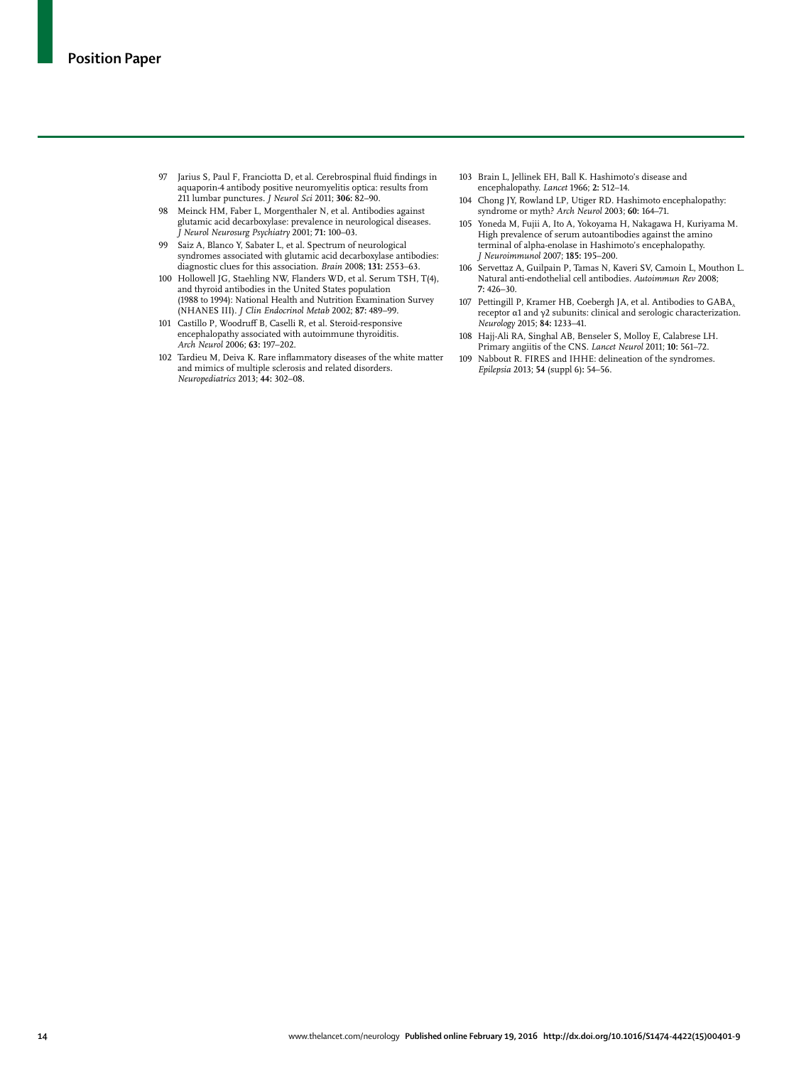97 Jarius S, Paul F, Franciotta D, et al. Cerebrospinal fluid findings in aquaporin-4 antibody positive neuromyelitis optica: results from 211 lumbar punctures. *J Neurol Sci* 2011; **306:** 82–90.

98 Meinck HM, Faber L, Morgenthaler N, et al. Antibodies against glutamic acid decarboxylase: prevalence in neurological diseases. *J Neurol Neurosurg Psychiatry* 2001; **71:** 100–03.

99 Saiz A, Blanco Y, Sabater L, et al. Spectrum of neurological syndromes associated with glutamic acid decarboxylase antibodies: diagnostic clues for this association. *Brain* 2008; **131:** 2553–63.

100 Hollowell JG, Staehling NW, Flanders WD, et al. Serum TSH, T(4), and thyroid antibodies in the United States population (1988 to 1994): National Health and Nutrition Examination Survey (NHANES III). *J Clin Endocrinol Metab* 2002; **87:** 489–99.

101 Castillo P, Woodruff B, Caselli R, et al. Steroid-responsive encephalopathy associated with autoimmune thyroiditis. *Arch Neurol* 2006; **63:** 197–202.

102 Tardieu M, Deiva K. Rare inflammatory diseases of the white matter and mimics of multiple sclerosis and related disorders. *Neuropediatrics* 2013; **44:** 302–08.

103 Brain L, Jellinek EH, Ball K. Hashimoto's disease and encephalopathy. *Lancet* 1966; **2:** 512–14.

104 Chong JY, Rowland LP, Utiger RD. Hashimoto encephalopathy: syndrome or myth? *Arch Neurol* 2003; **60:** 164–71.

105 Yoneda M, Fujii A, Ito A, Yokoyama H, Nakagawa H, Kuriyama M. High prevalence of serum autoantibodies against the amino terminal of alpha-enolase in Hashimoto's encephalopathy. *J Neuroimmunol* 2007; **185:** 195–200.

106 Servettaz A, Guilpain P, Tamas N, Kaveri SV, Camoin L, Mouthon L. Natural anti-endothelial cell antibodies. *Autoimmun Rev* 2008; **7:** 426–30.

107 Pettingill P, Kramer HB, Coebergh JA, et al. Antibodies to $GABA_A$ receptor α1 and γ2 subunits: clinical and serologic characterization. *Neurology* 2015; **84:** 1233–41.

108 Hajj-Ali RA, Singhal AB, Benseler S, Molloy E, Calabrese LH. Primary angiitis of the CNS. *Lancet Neurol* 2011; **10:** 561–72.

109 Nabbout R. FIRES and IHHE: delineation of the syndromes. *Epilepsia* 2013; **54** (suppl 6)**:** 54–56.